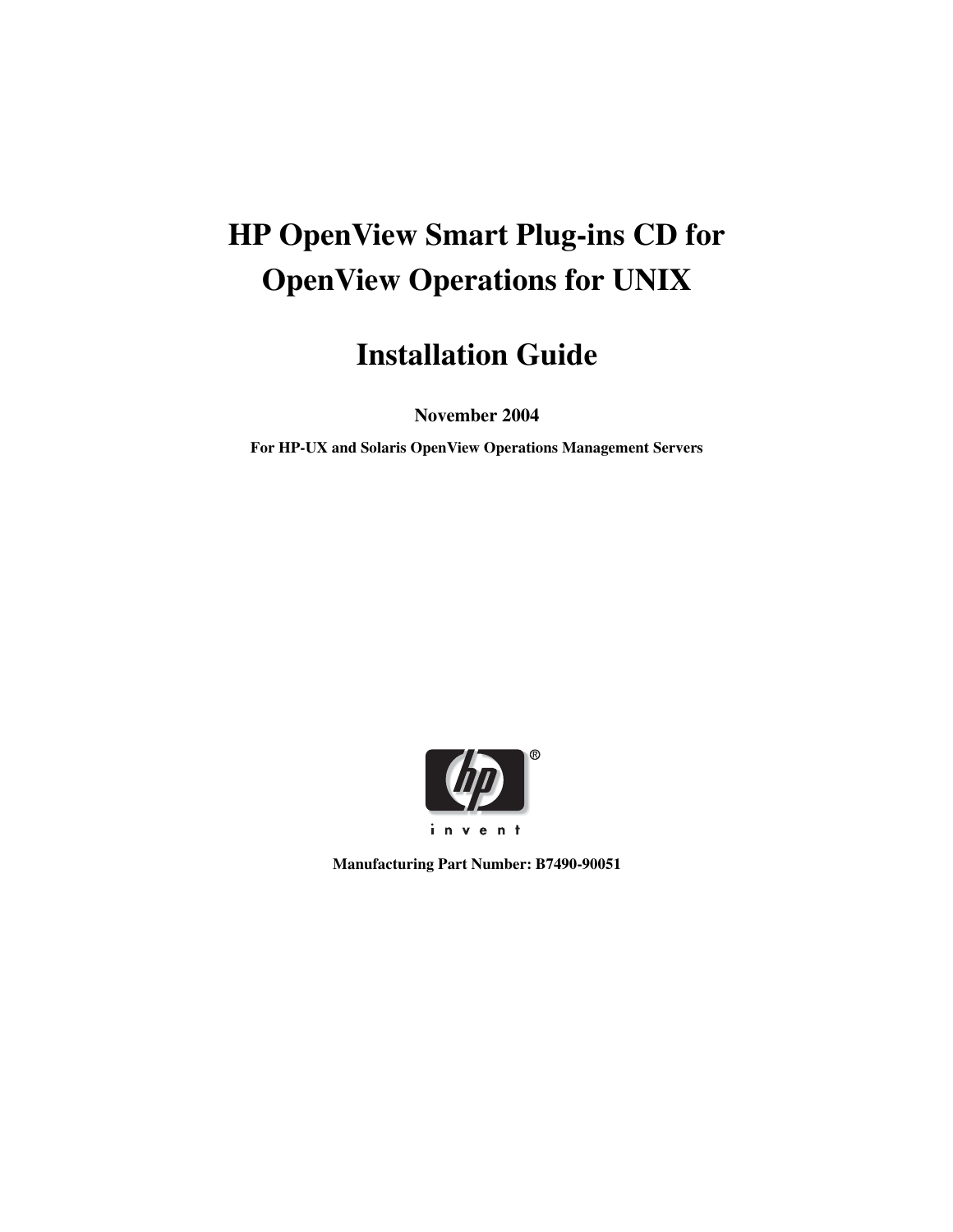# HP OpenView Smart Plug-ins CD for OpenView Operations for UNIX

# Installation Guide

**November 2004**

**For HP-UX and Solaris OpenView Operations Management Servers**

**Manufacturing Part Number: B7490-90051**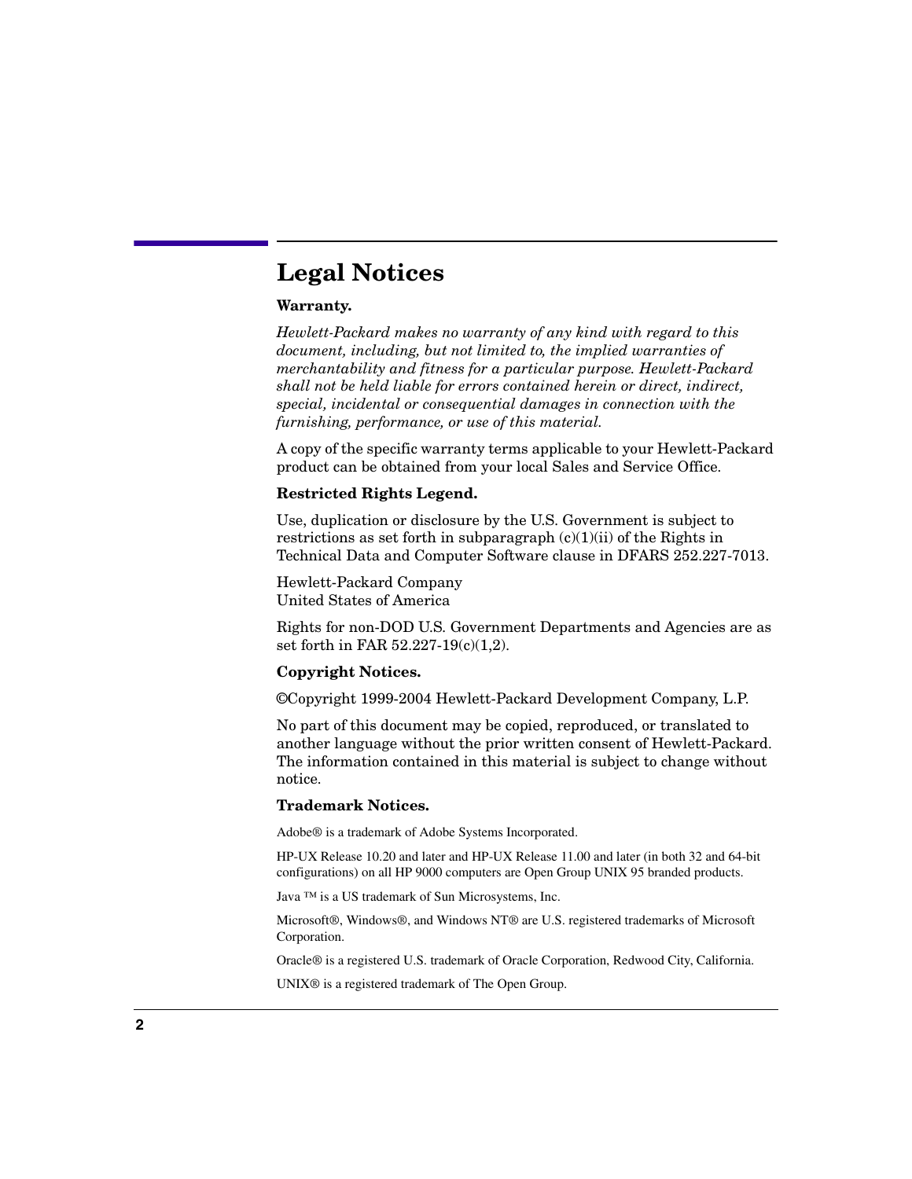# Legal Notices

**Warranty.**

*Hewlett-Packard makes no warranty of any kind with regard to this document, including, but not limited to, the implied warranties of merchantability and fitness for a particular purpose. Hewlett-Packard shall not be held liable for errors contained herein or direct, indirect, special, incidental or consequential damages in connection with the furnishing, performance, or use of this material.*

A copy of the specific warranty terms applicable to your Hewlett-Packard product can be obtained from your local Sales and Service Office.

**Restricted Rights Legend.**

Use, duplication or disclosure by the U.S. Government is subject to restrictions as set forth in subparagraph (c)(1)(ii) of the Rights in Technical Data and Computer Software clause in DFARS 252.227-7013.

Hewlett-Packard Company
United States of America

Rights for non-DOD U.S. Government Departments and Agencies are as set forth in FAR 52.227-19(c)(1,2).

**Copyright Notices.**

©Copyright 1999-2004 Hewlett-Packard Development Company, L.P.

No part of this document may be copied, reproduced, or translated to another language without the prior written consent of Hewlett-Packard. The information contained in this material is subject to change without notice.

**Trademark Notices.**

Adobe® is a trademark of Adobe Systems Incorporated.

HP-UX Release 10.20 and later and HP-UX Release 11.00 and later (in both 32 and 64-bit configurations) on all HP 9000 computers are Open Group UNIX 95 branded products.

Java ™ is a US trademark of Sun Microsystems, Inc.

Microsoft®, Windows®, and Windows NT® are U.S. registered trademarks of Microsoft Corporation.

Oracle® is a registered U.S. trademark of Oracle Corporation, Redwood City, California.

UNIX® is a registered trademark of The Open Group.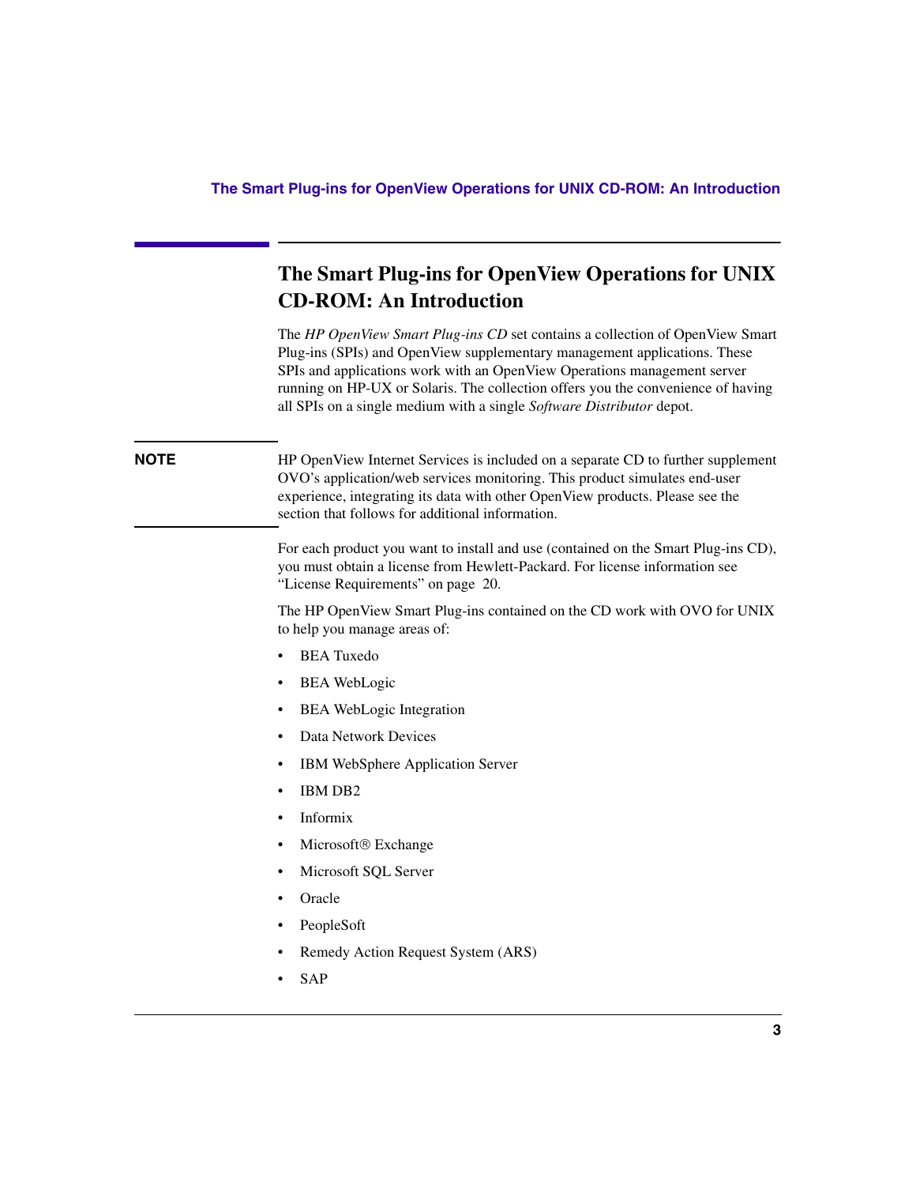# The Smart Plug-ins for OpenView Operations for UNIX CD-ROM: An Introduction

The *HP OpenView Smart Plug-ins CD* set contains a collection of OpenView Smart Plug-ins (SPIs) and OpenView supplementary management applications. These SPIs and applications work with an OpenView Operations management server running on HP-UX or Solaris. The collection offers you the convenience of having all SPIs on a single medium with a single *Software Distributor* depot.

**NOTE** HP OpenView Internet Services is included on a separate CD to further supplement OVO's application/web services monitoring. This product simulates end-user experience, integrating its data with other OpenView products. Please see the section that follows for additional information.

For each product you want to install and use (contained on the Smart Plug-ins CD), you must obtain a license from Hewlett-Packard. For license information see "License Requirements" on page 20.

The HP OpenView Smart Plug-ins contained on the CD work with OVO for UNIX to help you manage areas of:

- BEA Tuxedo
- BEA WebLogic
- BEA WebLogic Integration
- Data Network Devices
- IBM WebSphere Application Server
- IBM DB2
- Informix
- Microsoft® Exchange
- Microsoft SQL Server
- Oracle
- PeopleSoft
- Remedy Action Request System (ARS)
- SAP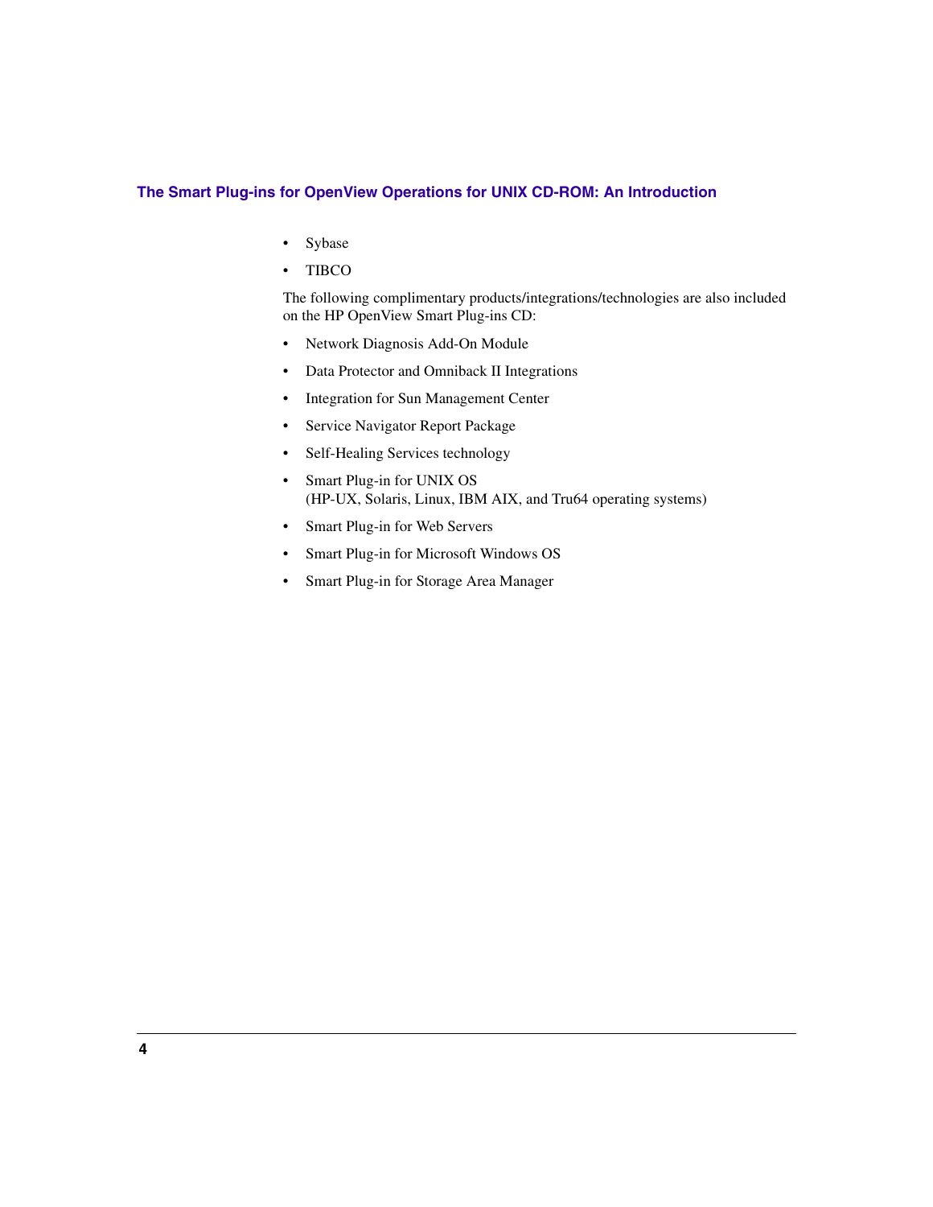- Sybase
- TIBCO

The following complimentary products/integrations/technologies are also included on the HP OpenView Smart Plug-ins CD:

- Network Diagnosis Add-On Module
- Data Protector and Omniback II Integrations
- Integration for Sun Management Center
- Service Navigator Report Package
- Self-Healing Services technology
- Smart Plug-in for UNIX OS
  (HP-UX, Solaris, Linux, IBM AIX, and Tru64 operating systems)
- Smart Plug-in for Web Servers
- Smart Plug-in for Microsoft Windows OS
- Smart Plug-in for Storage Area Manager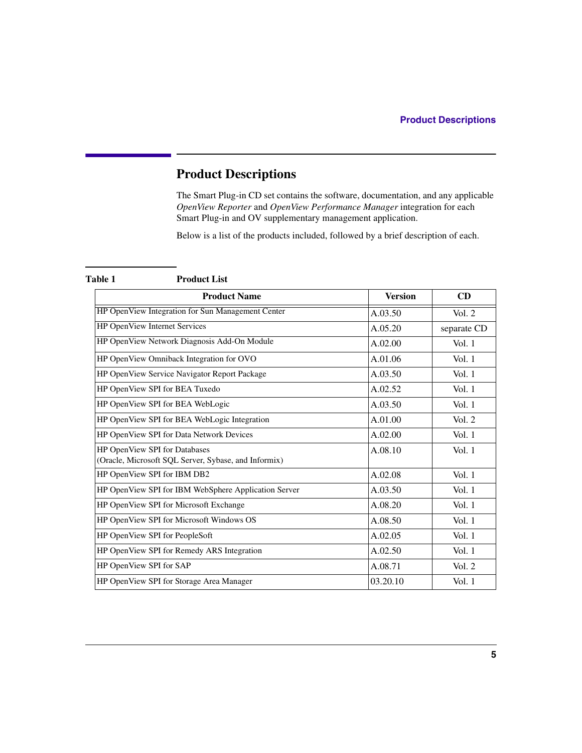# Product Descriptions

The Smart Plug-in CD set contains the software, documentation, and any applicable *OpenView Reporter* and *OpenView Performance Manager* integration for each Smart Plug-in and OV supplementary management application.

Below is a list of the products included, followed by a brief description of each.

**Table 1 Product List**

| Product Name | Version | CD |
|---|---|---|
| HP OpenView Integration for Sun Management Center | A.03.50 | Vol. 2 |
| HP OpenView Internet Services | A.05.20 | separate CD |
| HP OpenView Network Diagnosis Add-On Module | A.02.00 | Vol. 1 |
| HP OpenView Omniback Integration for OVO | A.01.06 | Vol. 1 |
| HP OpenView Service Navigator Report Package | A.03.50 | Vol. 1 |
| HP OpenView SPI for BEA Tuxedo | A.02.52 | Vol. 1 |
| HP OpenView SPI for BEA WebLogic | A.03.50 | Vol. 1 |
| HP OpenView SPI for BEA WebLogic Integration | A.01.00 | Vol. 2 |
| HP OpenView SPI for Data Network Devices | A.02.00 | Vol. 1 |
| HP OpenView SPI for Databases (Oracle, Microsoft SQL Server, Sybase, and Informix) | A.08.10 | Vol. 1 |
| HP OpenView SPI for IBM DB2 | A.02.08 | Vol. 1 |
| HP OpenView SPI for IBM WebSphere Application Server | A.03.50 | Vol. 1 |
| HP OpenView SPI for Microsoft Exchange | A.08.20 | Vol. 1 |
| HP OpenView SPI for Microsoft Windows OS | A.08.50 | Vol. 1 |
| HP OpenView SPI for PeopleSoft | A.02.05 | Vol. 1 |
| HP OpenView SPI for Remedy ARS Integration | A.02.50 | Vol. 1 |
| HP OpenView SPI for SAP | A.08.71 | Vol. 2 |
| HP OpenView SPI for Storage Area Manager | 03.20.10 | Vol. 1 |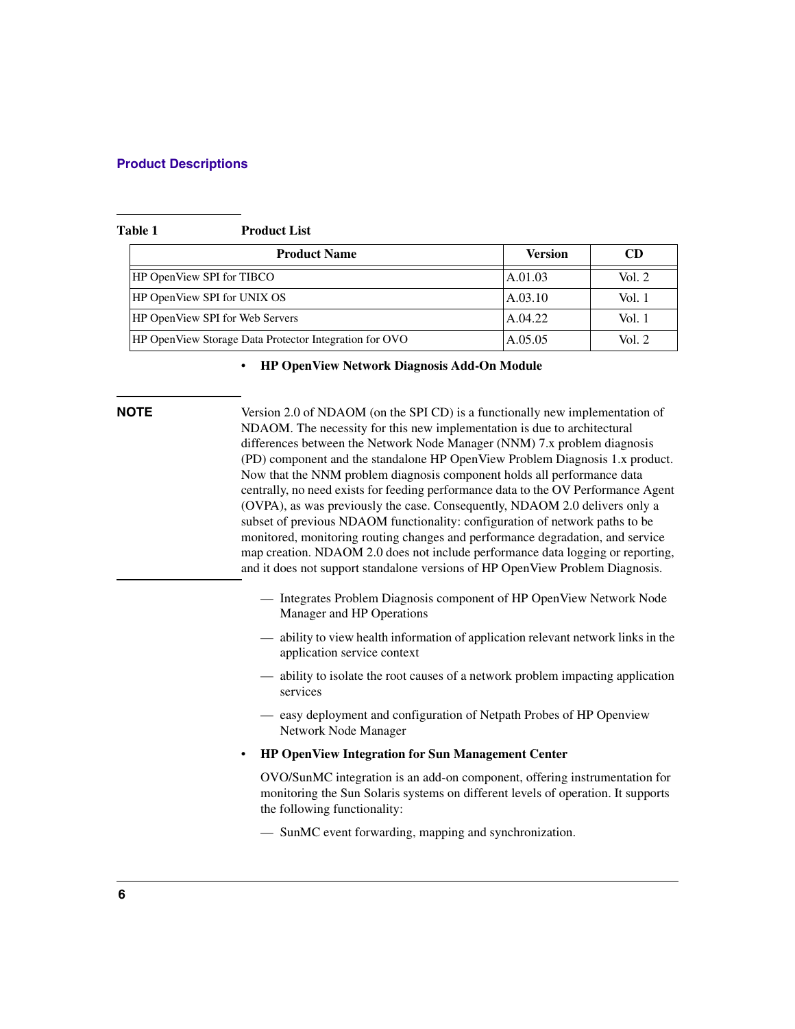## Product Descriptions

**Table 1 Product List**

| Product Name | Version | CD |
| --- | --- | --- |
| HP OpenView SPI for TIBCO | A.01.03 | Vol. 2 |
| HP OpenView SPI for UNIX OS | A.03.10 | Vol. 1 |
| HP OpenView SPI for Web Servers | A.04.22 | Vol. 1 |
| HP OpenView Storage Data Protector Integration for OVO | A.05.05 | Vol. 2 |

- **HP OpenView Network Diagnosis Add-On Module**

**NOTE** Version 2.0 of NDAOM (on the SPI CD) is a functionally new implementation of NDAOM. The necessity for this new implementation is due to architectural differences between the Network Node Manager (NNM) 7.x problem diagnosis (PD) component and the standalone HP OpenView Problem Diagnosis 1.x product. Now that the NNM problem diagnosis component holds all performance data centrally, no need exists for feeding performance data to the OV Performance Agent (OVPA), as was previously the case. Consequently, NDAOM 2.0 delivers only a subset of previous NDAOM functionality: configuration of network paths to be monitored, monitoring routing changes and performance degradation, and service map creation. NDAOM 2.0 does not include performance data logging or reporting, and it does not support standalone versions of HP OpenView Problem Diagnosis.

  - Integrates Problem Diagnosis component of HP OpenView Network Node Manager and HP Operations
  - ability to view health information of application relevant network links in the application service context
  - ability to isolate the root causes of a network problem impacting application services
  - easy deployment and configuration of Netpath Probes of HP Openview Network Node Manager

- **HP OpenView Integration for Sun Management Center**

  OVO/SunMC integration is an add-on component, offering instrumentation for monitoring the Sun Solaris systems on different levels of operation. It supports the following functionality:

  - SunMC event forwarding, mapping and synchronization.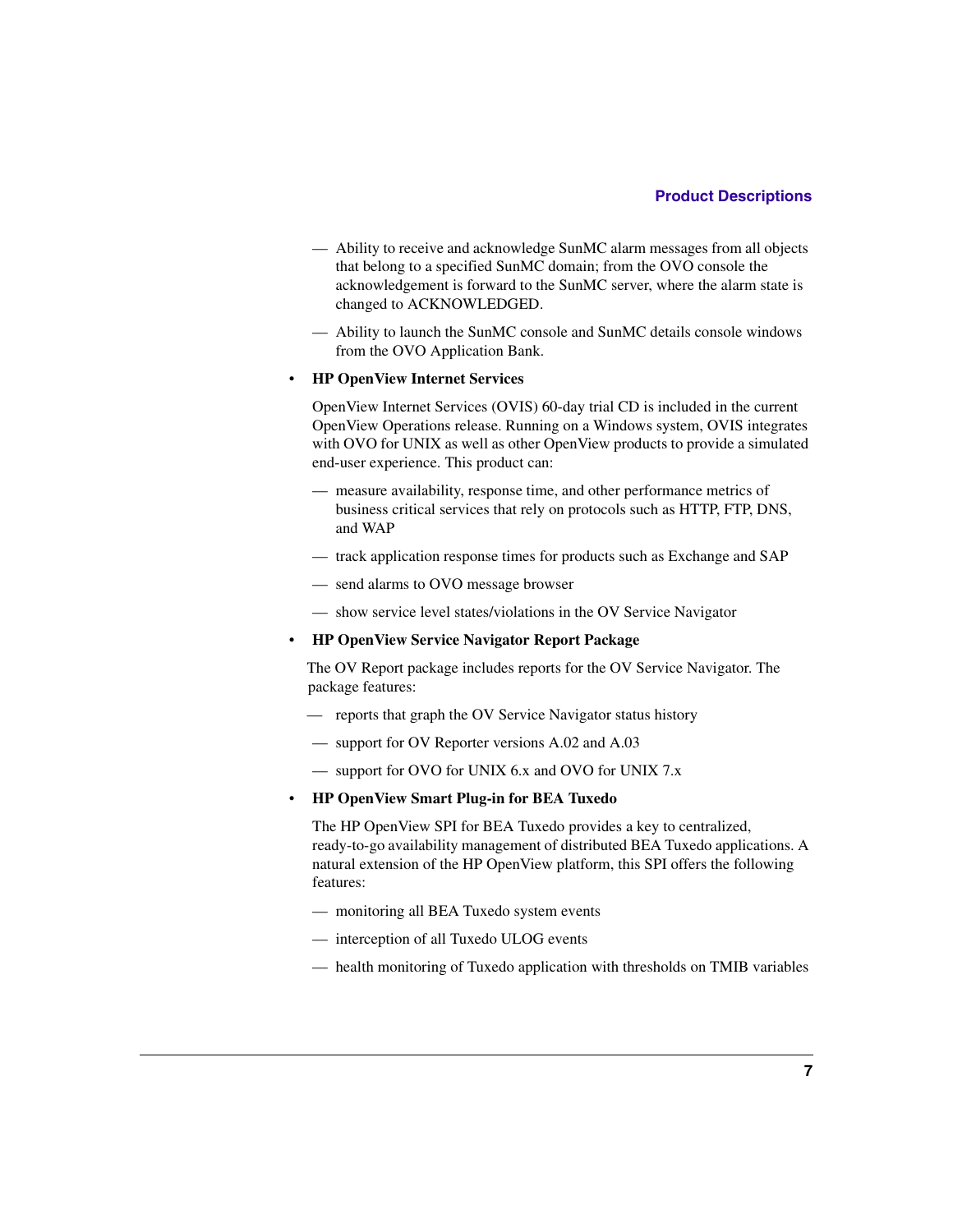— Ability to receive and acknowledge SunMC alarm messages from all objects that belong to a specified SunMC domain; from the OVO console the acknowledgement is forward to the SunMC server, where the alarm state is changed to ACKNOWLEDGED.

— Ability to launch the SunMC console and SunMC details console windows from the OVO Application Bank.

- **HP OpenView Internet Services**

  OpenView Internet Services (OVIS) 60-day trial CD is included in the current OpenView Operations release. Running on a Windows system, OVIS integrates with OVO for UNIX as well as other OpenView products to provide a simulated end-user experience. This product can:

  — measure availability, response time, and other performance metrics of business critical services that rely on protocols such as HTTP, FTP, DNS, and WAP

  — track application response times for products such as Exchange and SAP

  — send alarms to OVO message browser

  — show service level states/violations in the OV Service Navigator

- **HP OpenView Service Navigator Report Package**

  The OV Report package includes reports for the OV Service Navigator. The package features:

  — reports that graph the OV Service Navigator status history

  — support for OV Reporter versions A.02 and A.03

  — support for OVO for UNIX 6.x and OVO for UNIX 7.x

- **HP OpenView Smart Plug-in for BEA Tuxedo**

  The HP OpenView SPI for BEA Tuxedo provides a key to centralized, ready-to-go availability management of distributed BEA Tuxedo applications. A natural extension of the HP OpenView platform, this SPI offers the following features:

  — monitoring all BEA Tuxedo system events

  — interception of all Tuxedo ULOG events

  — health monitoring of Tuxedo application with thresholds on TMIB variables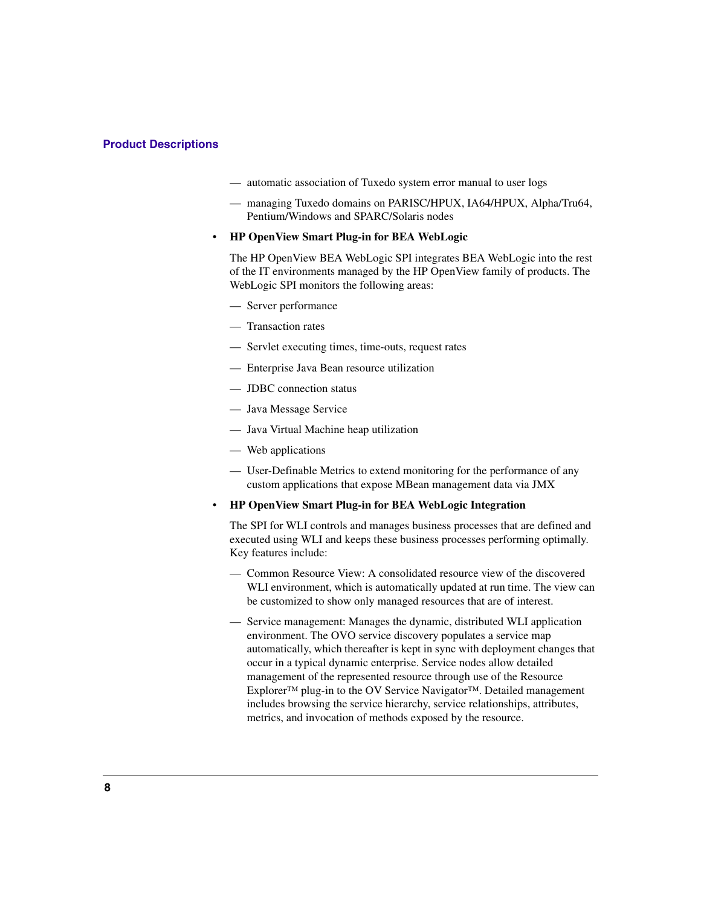— automatic association of Tuxedo system error manual to user logs

— managing Tuxedo domains on PARISC/HPUX, IA64/HPUX, Alpha/Tru64, Pentium/Windows and SPARC/Solaris nodes

- **HP OpenView Smart Plug-in for BEA WebLogic**

  The HP OpenView BEA WebLogic SPI integrates BEA WebLogic into the rest of the IT environments managed by the HP OpenView family of products. The WebLogic SPI monitors the following areas:

  — Server performance

  — Transaction rates

  — Servlet executing times, time-outs, request rates

  — Enterprise Java Bean resource utilization

  — JDBC connection status

  — Java Message Service

  — Java Virtual Machine heap utilization

  — Web applications

  — User-Definable Metrics to extend monitoring for the performance of any custom applications that expose MBean management data via JMX

- **HP OpenView Smart Plug-in for BEA WebLogic Integration**

  The SPI for WLI controls and manages business processes that are defined and executed using WLI and keeps these business processes performing optimally. Key features include:

  — Common Resource View: A consolidated resource view of the discovered WLI environment, which is automatically updated at run time. The view can be customized to show only managed resources that are of interest.

  — Service management: Manages the dynamic, distributed WLI application environment. The OVO service discovery populates a service map automatically, which thereafter is kept in sync with deployment changes that occur in a typical dynamic enterprise. Service nodes allow detailed management of the represented resource through use of the Resource Explorer™ plug-in to the OV Service Navigator™. Detailed management includes browsing the service hierarchy, service relationships, attributes, metrics, and invocation of methods exposed by the resource.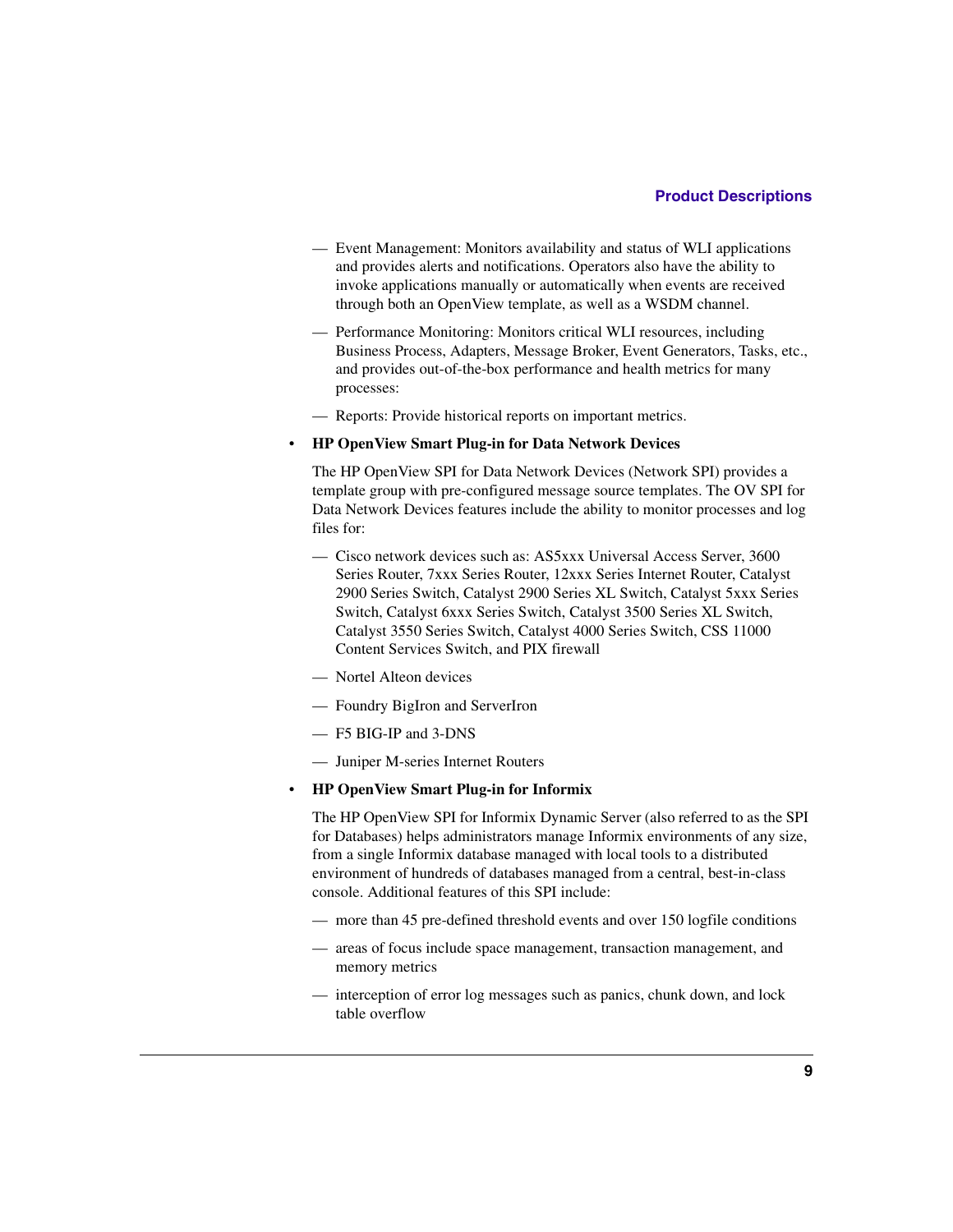- Event Management: Monitors availability and status of WLI applications and provides alerts and notifications. Operators also have the ability to invoke applications manually or automatically when events are received through both an OpenView template, as well as a WSDM channel.
- Performance Monitoring: Monitors critical WLI resources, including Business Process, Adapters, Message Broker, Event Generators, Tasks, etc., and provides out-of-the-box performance and health metrics for many processes:
- Reports: Provide historical reports on important metrics.

- **HP OpenView Smart Plug-in for Data Network Devices**

  The HP OpenView SPI for Data Network Devices (Network SPI) provides a template group with pre-configured message source templates. The OV SPI for Data Network Devices features include the ability to monitor processes and log files for:

  - Cisco network devices such as: AS5xxx Universal Access Server, 3600 Series Router, 7xxx Series Router, 12xxx Series Internet Router, Catalyst 2900 Series Switch, Catalyst 2900 Series XL Switch, Catalyst 5xxx Series Switch, Catalyst 6xxx Series Switch, Catalyst 3500 Series XL Switch, Catalyst 3550 Series Switch, Catalyst 4000 Series Switch, CSS 11000 Content Services Switch, and PIX firewall
  - Nortel Alteon devices
  - Foundry BigIron and ServerIron
  - F5 BIG-IP and 3-DNS
  - Juniper M-series Internet Routers

- **HP OpenView Smart Plug-in for Informix**

  The HP OpenView SPI for Informix Dynamic Server (also referred to as the SPI for Databases) helps administrators manage Informix environments of any size, from a single Informix database managed with local tools to a distributed environment of hundreds of databases managed from a central, best-in-class console. Additional features of this SPI include:

  - more than 45 pre-defined threshold events and over 150 logfile conditions
  - areas of focus include space management, transaction management, and memory metrics
  - interception of error log messages such as panics, chunk down, and lock table overflow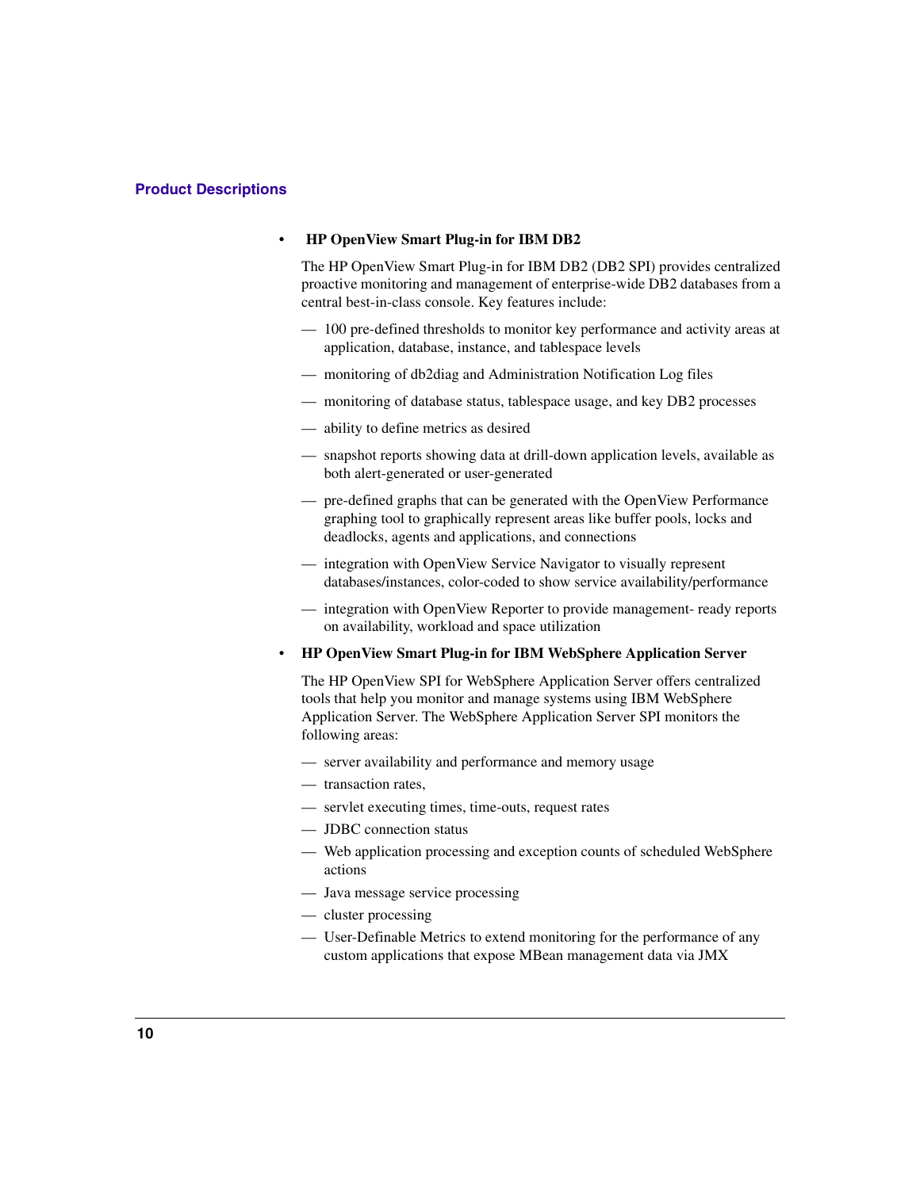## Product Descriptions

- **HP OpenView Smart Plug-in for IBM DB2**

  The HP OpenView Smart Plug-in for IBM DB2 (DB2 SPI) provides centralized proactive monitoring and management of enterprise-wide DB2 databases from a central best-in-class console. Key features include:

  - 100 pre-defined thresholds to monitor key performance and activity areas at application, database, instance, and tablespace levels
  - monitoring of db2diag and Administration Notification Log files
  - monitoring of database status, tablespace usage, and key DB2 processes
  - ability to define metrics as desired
  - snapshot reports showing data at drill-down application levels, available as both alert-generated or user-generated
  - pre-defined graphs that can be generated with the OpenView Performance graphing tool to graphically represent areas like buffer pools, locks and deadlocks, agents and applications, and connections
  - integration with OpenView Service Navigator to visually represent databases/instances, color-coded to show service availability/performance
  - integration with OpenView Reporter to provide management- ready reports on availability, workload and space utilization

- **HP OpenView Smart Plug-in for IBM WebSphere Application Server**

  The HP OpenView SPI for WebSphere Application Server offers centralized tools that help you monitor and manage systems using IBM WebSphere Application Server. The WebSphere Application Server SPI monitors the following areas:

  - server availability and performance and memory usage
  - transaction rates,
  - servlet executing times, time-outs, request rates
  - JDBC connection status
  - Web application processing and exception counts of scheduled WebSphere actions
  - Java message service processing
  - cluster processing
  - User-Definable Metrics to extend monitoring for the performance of any custom applications that expose MBean management data via JMX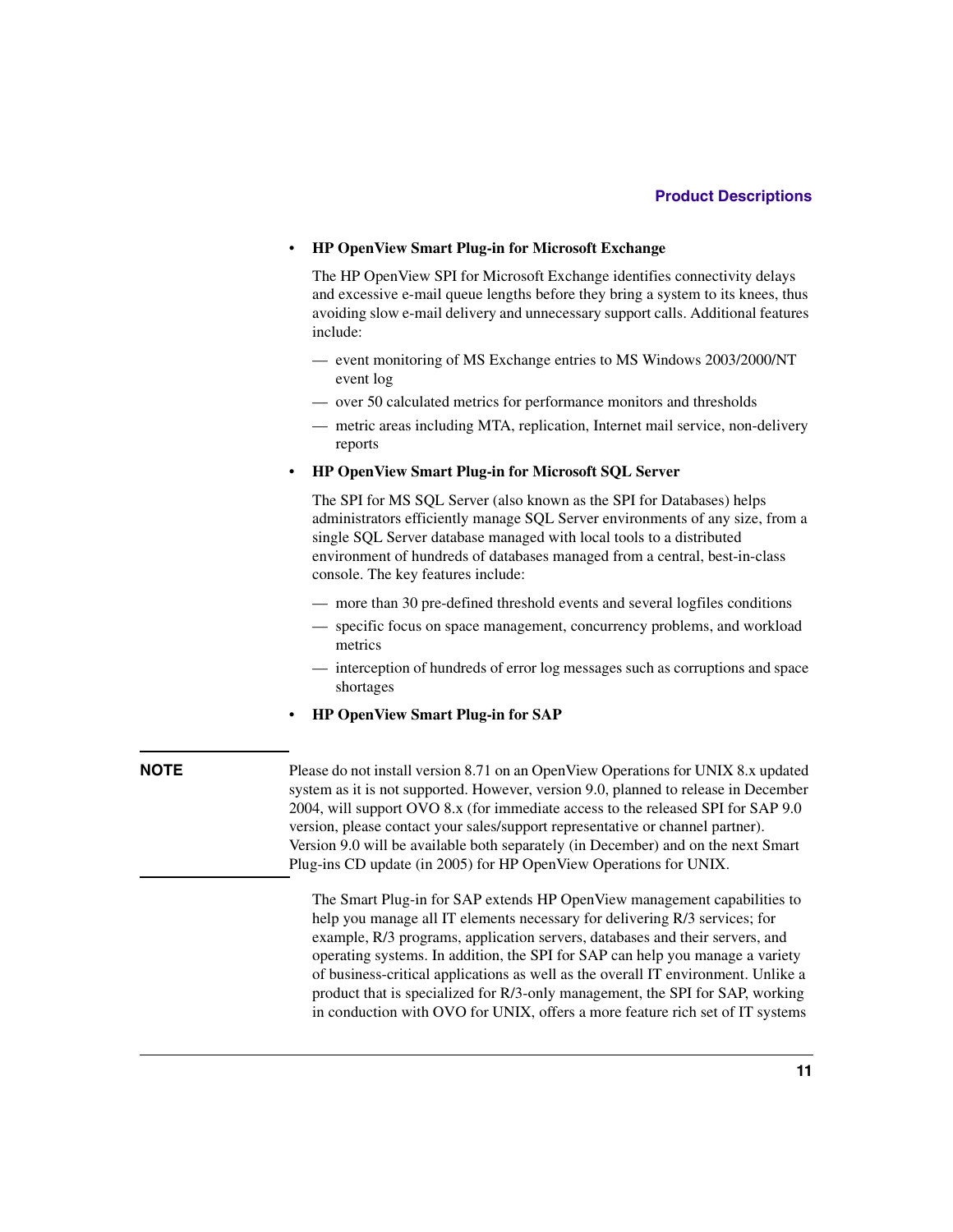- **HP OpenView Smart Plug-in for Microsoft Exchange**

  The HP OpenView SPI for Microsoft Exchange identifies connectivity delays and excessive e-mail queue lengths before they bring a system to its knees, thus avoiding slow e-mail delivery and unnecessary support calls. Additional features include:

  — event monitoring of MS Exchange entries to MS Windows 2003/2000/NT event log

  — over 50 calculated metrics for performance monitors and thresholds

  — metric areas including MTA, replication, Internet mail service, non-delivery reports

- **HP OpenView Smart Plug-in for Microsoft SQL Server**

  The SPI for MS SQL Server (also known as the SPI for Databases) helps administrators efficiently manage SQL Server environments of any size, from a single SQL Server database managed with local tools to a distributed environment of hundreds of databases managed from a central, best-in-class console. The key features include:

  — more than 30 pre-defined threshold events and several logfiles conditions

  — specific focus on space management, concurrency problems, and workload metrics

  — interception of hundreds of error log messages such as corruptions and space shortages

- **HP OpenView Smart Plug-in for SAP**

**NOTE** Please do not install version 8.71 on an OpenView Operations for UNIX 8.x updated system as it is not supported. However, version 9.0, planned to release in December 2004, will support OVO 8.x (for immediate access to the released SPI for SAP 9.0 version, please contact your sales/support representative or channel partner). Version 9.0 will be available both separately (in December) and on the next Smart Plug-ins CD update (in 2005) for HP OpenView Operations for UNIX.

The Smart Plug-in for SAP extends HP OpenView management capabilities to help you manage all IT elements necessary for delivering R/3 services; for example, R/3 programs, application servers, databases and their servers, and operating systems. In addition, the SPI for SAP can help you manage a variety of business-critical applications as well as the overall IT environment. Unlike a product that is specialized for R/3-only management, the SPI for SAP, working in conduction with OVO for UNIX, offers a more feature rich set of IT systems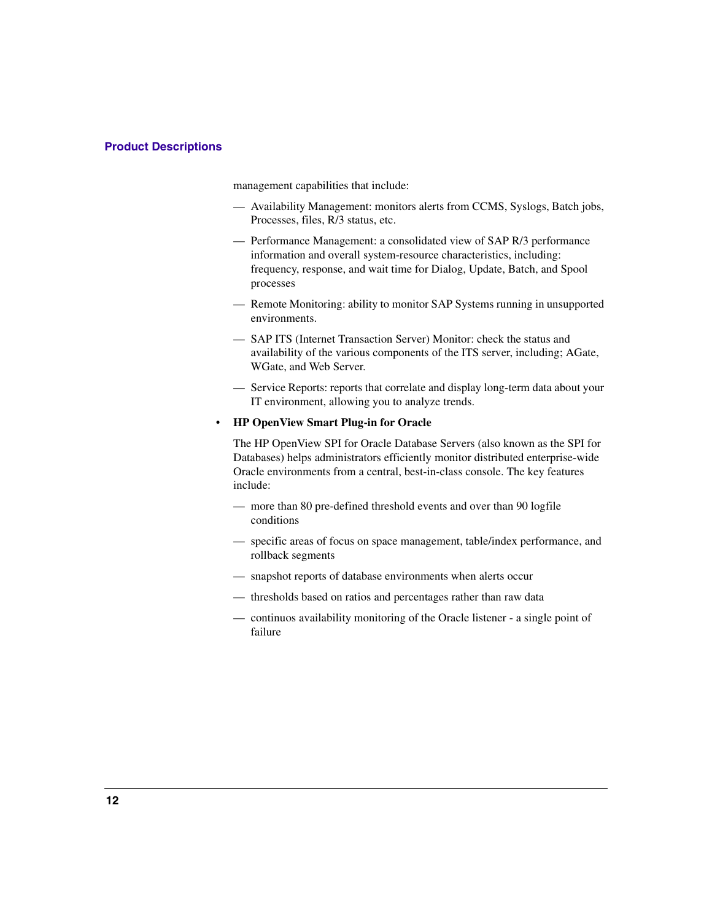management capabilities that include:

- Availability Management: monitors alerts from CCMS, Syslogs, Batch jobs, Processes, files, R/3 status, etc.
- Performance Management: a consolidated view of SAP R/3 performance information and overall system-resource characteristics, including: frequency, response, and wait time for Dialog, Update, Batch, and Spool processes
- Remote Monitoring: ability to monitor SAP Systems running in unsupported environments.
- SAP ITS (Internet Transaction Server) Monitor: check the status and availability of the various components of the ITS server, including; AGate, WGate, and Web Server.
- Service Reports: reports that correlate and display long-term data about your IT environment, allowing you to analyze trends.

- **HP OpenView Smart Plug-in for Oracle**

  The HP OpenView SPI for Oracle Database Servers (also known as the SPI for Databases) helps administrators efficiently monitor distributed enterprise-wide Oracle environments from a central, best-in-class console. The key features include:

  - more than 80 pre-defined threshold events and over than 90 logfile conditions
  - specific areas of focus on space management, table/index performance, and rollback segments
  - snapshot reports of database environments when alerts occur
  - thresholds based on ratios and percentages rather than raw data
  - continuos availability monitoring of the Oracle listener - a single point of failure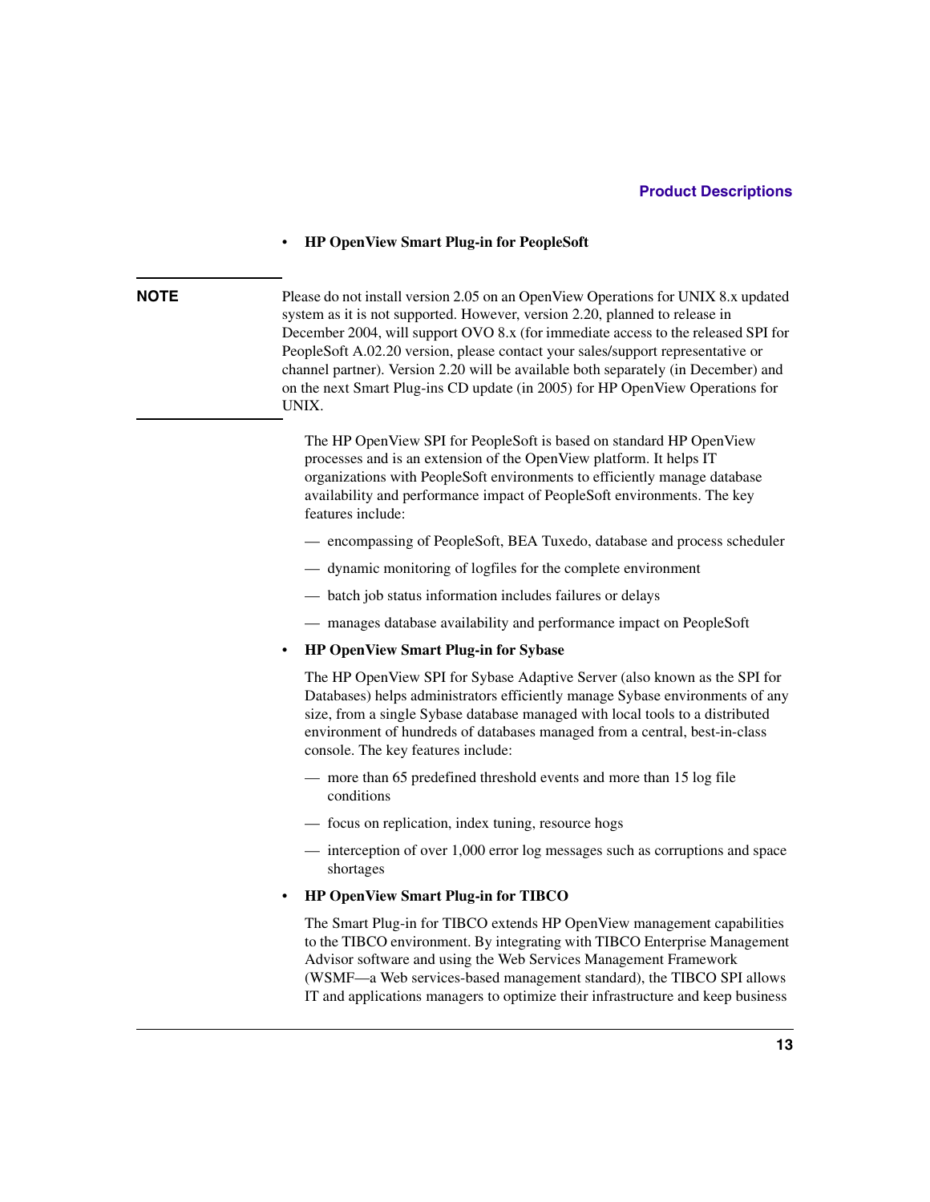- **HP OpenView Smart Plug-in for PeopleSoft**

> **NOTE** Please do not install version 2.05 on an OpenView Operations for UNIX 8.x updated system as it is not supported. However, version 2.20, planned to release in December 2004, will support OVO 8.x (for immediate access to the released SPI for PeopleSoft A.02.20 version, please contact your sales/support representative or channel partner). Version 2.20 will be available both separately (in December) and on the next Smart Plug-ins CD update (in 2005) for HP OpenView Operations for UNIX.

The HP OpenView SPI for PeopleSoft is based on standard HP OpenView processes and is an extension of the OpenView platform. It helps IT organizations with PeopleSoft environments to efficiently manage database availability and performance impact of PeopleSoft environments. The key features include:

— encompassing of PeopleSoft, BEA Tuxedo, database and process scheduler

— dynamic monitoring of logfiles for the complete environment

— batch job status information includes failures or delays

— manages database availability and performance impact on PeopleSoft

- **HP OpenView Smart Plug-in for Sybase**

The HP OpenView SPI for Sybase Adaptive Server (also known as the SPI for Databases) helps administrators efficiently manage Sybase environments of any size, from a single Sybase database managed with local tools to a distributed environment of hundreds of databases managed from a central, best-in-class console. The key features include:

— more than 65 predefined threshold events and more than 15 log file conditions

— focus on replication, index tuning, resource hogs

— interception of over 1,000 error log messages such as corruptions and space shortages

- **HP OpenView Smart Plug-in for TIBCO**

The Smart Plug-in for TIBCO extends HP OpenView management capabilities to the TIBCO environment. By integrating with TIBCO Enterprise Management Advisor software and using the Web Services Management Framework (WSMF—a Web services-based management standard), the TIBCO SPI allows IT and applications managers to optimize their infrastructure and keep business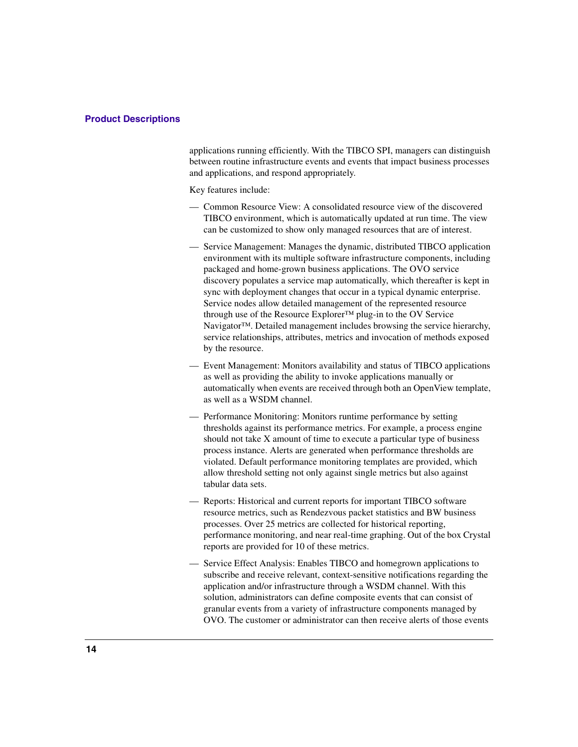applications running efficiently. With the TIBCO SPI, managers can distinguish between routine infrastructure events and events that impact business processes and applications, and respond appropriately.

Key features include:

- Common Resource View: A consolidated resource view of the discovered TIBCO environment, which is automatically updated at run time. The view can be customized to show only managed resources that are of interest.
- Service Management: Manages the dynamic, distributed TIBCO application environment with its multiple software infrastructure components, including packaged and home-grown business applications. The OVO service discovery populates a service map automatically, which thereafter is kept in sync with deployment changes that occur in a typical dynamic enterprise. Service nodes allow detailed management of the represented resource through use of the Resource Explorer™ plug-in to the OV Service Navigator™. Detailed management includes browsing the service hierarchy, service relationships, attributes, metrics and invocation of methods exposed by the resource.
- Event Management: Monitors availability and status of TIBCO applications as well as providing the ability to invoke applications manually or automatically when events are received through both an OpenView template, as well as a WSDM channel.
- Performance Monitoring: Monitors runtime performance by setting thresholds against its performance metrics. For example, a process engine should not take X amount of time to execute a particular type of business process instance. Alerts are generated when performance thresholds are violated. Default performance monitoring templates are provided, which allow threshold setting not only against single metrics but also against tabular data sets.
- Reports: Historical and current reports for important TIBCO software resource metrics, such as Rendezvous packet statistics and BW business processes. Over 25 metrics are collected for historical reporting, performance monitoring, and near real-time graphing. Out of the box Crystal reports are provided for 10 of these metrics.
- Service Effect Analysis: Enables TIBCO and homegrown applications to subscribe and receive relevant, context-sensitive notifications regarding the application and/or infrastructure through a WSDM channel. With this solution, administrators can define composite events that can consist of granular events from a variety of infrastructure components managed by OVO. The customer or administrator can then receive alerts of those events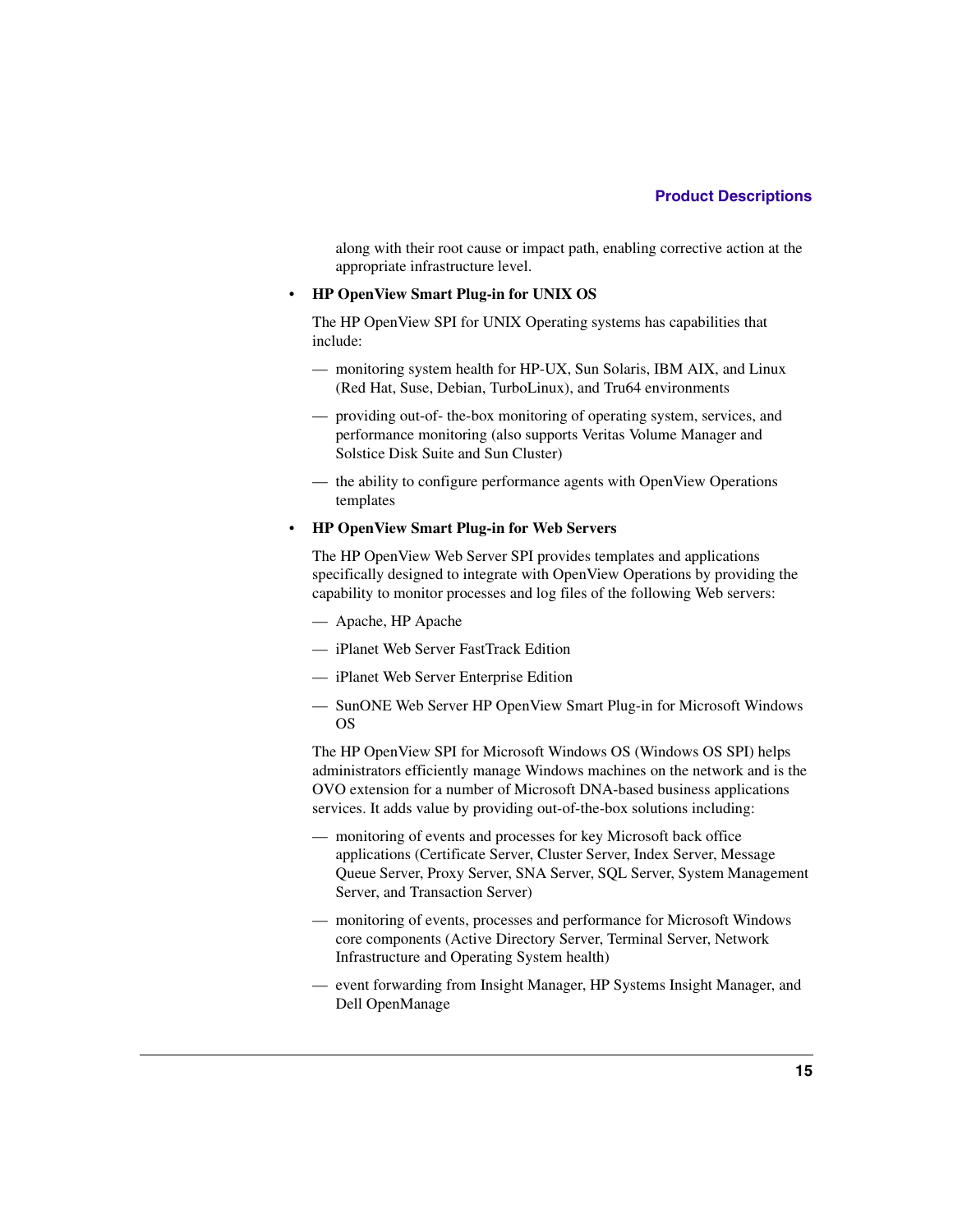along with their root cause or impact path, enabling corrective action at the appropriate infrastructure level.

- **HP OpenView Smart Plug-in for UNIX OS**

  The HP OpenView SPI for UNIX Operating systems has capabilities that include:

  — monitoring system health for HP-UX, Sun Solaris, IBM AIX, and Linux (Red Hat, Suse, Debian, TurboLinux), and Tru64 environments

  — providing out-of- the-box monitoring of operating system, services, and performance monitoring (also supports Veritas Volume Manager and Solstice Disk Suite and Sun Cluster)

  — the ability to configure performance agents with OpenView Operations templates

- **HP OpenView Smart Plug-in for Web Servers**

  The HP OpenView Web Server SPI provides templates and applications specifically designed to integrate with OpenView Operations by providing the capability to monitor processes and log files of the following Web servers:

  — Apache, HP Apache

  — iPlanet Web Server FastTrack Edition

  — iPlanet Web Server Enterprise Edition

  — SunONE Web Server HP OpenView Smart Plug-in for Microsoft Windows OS

  The HP OpenView SPI for Microsoft Windows OS (Windows OS SPI) helps administrators efficiently manage Windows machines on the network and is the OVO extension for a number of Microsoft DNA-based business applications services. It adds value by providing out-of-the-box solutions including:

  — monitoring of events and processes for key Microsoft back office applications (Certificate Server, Cluster Server, Index Server, Message Queue Server, Proxy Server, SNA Server, SQL Server, System Management Server, and Transaction Server)

  — monitoring of events, processes and performance for Microsoft Windows core components (Active Directory Server, Terminal Server, Network Infrastructure and Operating System health)

  — event forwarding from Insight Manager, HP Systems Insight Manager, and Dell OpenManage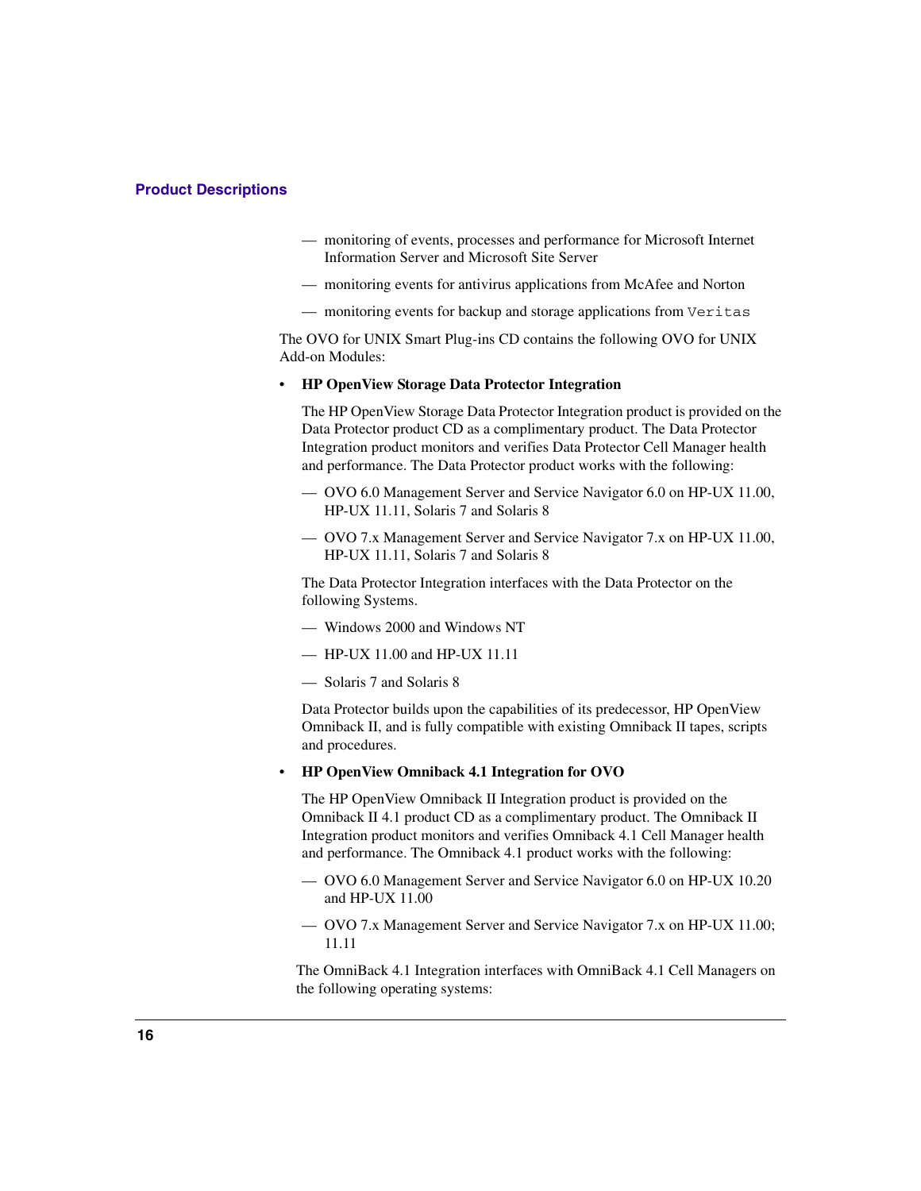— monitoring of events, processes and performance for Microsoft Internet Information Server and Microsoft Site Server

— monitoring events for antivirus applications from McAfee and Norton

— monitoring events for backup and storage applications from `Veritas`

The OVO for UNIX Smart Plug-ins CD contains the following OVO for UNIX Add-on Modules:

- **HP OpenView Storage Data Protector Integration**

  The HP OpenView Storage Data Protector Integration product is provided on the Data Protector product CD as a complimentary product. The Data Protector Integration product monitors and verifies Data Protector Cell Manager health and performance. The Data Protector product works with the following:

  — OVO 6.0 Management Server and Service Navigator 6.0 on HP-UX 11.00, HP-UX 11.11, Solaris 7 and Solaris 8

  — OVO 7.x Management Server and Service Navigator 7.x on HP-UX 11.00, HP-UX 11.11, Solaris 7 and Solaris 8

  The Data Protector Integration interfaces with the Data Protector on the following Systems.

  — Windows 2000 and Windows NT

  — HP-UX 11.00 and HP-UX 11.11

  — Solaris 7 and Solaris 8

  Data Protector builds upon the capabilities of its predecessor, HP OpenView Omniback II, and is fully compatible with existing Omniback II tapes, scripts and procedures.

- **HP OpenView Omniback 4.1 Integration for OVO**

  The HP OpenView Omniback II Integration product is provided on the Omniback II 4.1 product CD as a complimentary product. The Omniback II Integration product monitors and verifies Omniback 4.1 Cell Manager health and performance. The Omniback 4.1 product works with the following:

  — OVO 6.0 Management Server and Service Navigator 6.0 on HP-UX 10.20 and HP-UX 11.00

  — OVO 7.x Management Server and Service Navigator 7.x on HP-UX 11.00; 11.11

  The OmniBack 4.1 Integration interfaces with OmniBack 4.1 Cell Managers on the following operating systems: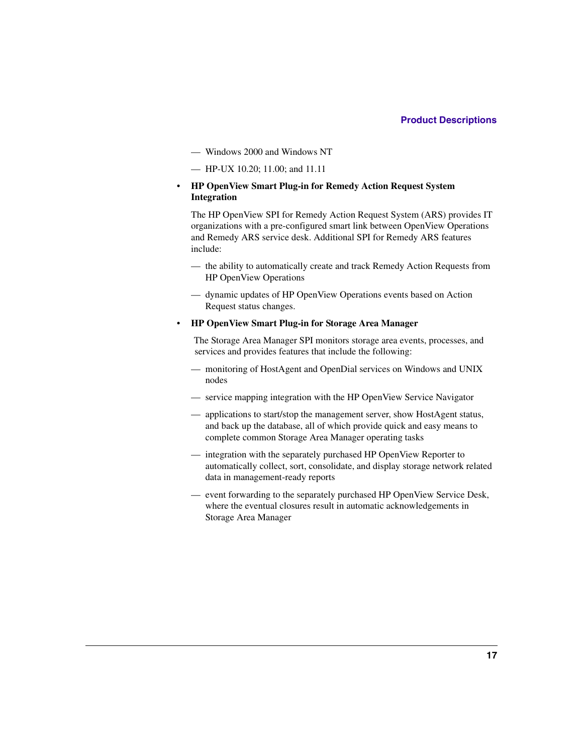- Windows 2000 and Windows NT
- HP-UX 10.20; 11.00; and 11.11

- **HP OpenView Smart Plug-in for Remedy Action Request System Integration**

  The HP OpenView SPI for Remedy Action Request System (ARS) provides IT organizations with a pre-configured smart link between OpenView Operations and Remedy ARS service desk. Additional SPI for Remedy ARS features include:

  - the ability to automatically create and track Remedy Action Requests from HP OpenView Operations
  - dynamic updates of HP OpenView Operations events based on Action Request status changes.

- **HP OpenView Smart Plug-in for Storage Area Manager**

  The Storage Area Manager SPI monitors storage area events, processes, and services and provides features that include the following:

  - monitoring of HostAgent and OpenDial services on Windows and UNIX nodes
  - service mapping integration with the HP OpenView Service Navigator
  - applications to start/stop the management server, show HostAgent status, and back up the database, all of which provide quick and easy means to complete common Storage Area Manager operating tasks
  - integration with the separately purchased HP OpenView Reporter to automatically collect, sort, consolidate, and display storage network related data in management-ready reports
  - event forwarding to the separately purchased HP OpenView Service Desk, where the eventual closures result in automatic acknowledgements in Storage Area Manager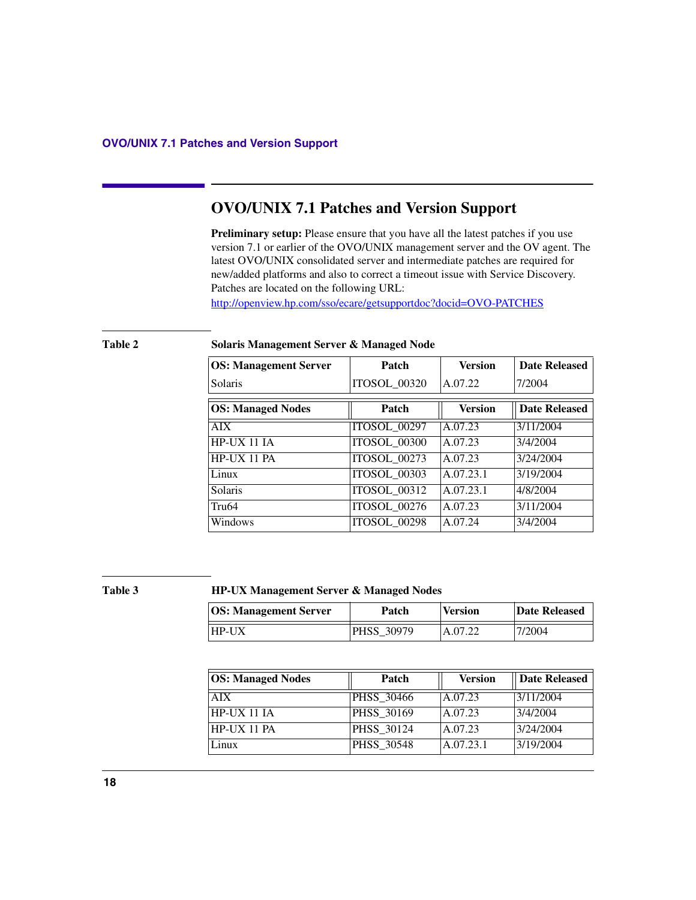## OVO/UNIX 7.1 Patches and Version Support

**Preliminary setup:** Please ensure that you have all the latest patches if you use version 7.1 or earlier of the OVO/UNIX management server and the OV agent. The latest OVO/UNIX consolidated server and intermediate patches are required for new/added platforms and also to correct a timeout issue with Service Discovery. Patches are located on the following URL:

http://openview.hp.com/sso/ecare/getsupportdoc?docid=OVO-PATCHES

**Table 2 Solaris Management Server & Managed Node**

| OS: Management Server | Patch | Version | Date Released |
|---|---|---|---|
| Solaris | ITOSOL_00320 | A.07.22 | 7/2004 |

| OS: Managed Nodes | Patch | Version | Date Released |
|---|---|---|---|
| AIX | ITOSOL_00297 | A.07.23 | 3/11/2004 |
| HP-UX 11 IA | ITOSOL_00300 | A.07.23 | 3/4/2004 |
| HP-UX 11 PA | ITOSOL_00273 | A.07.23 | 3/24/2004 |
| Linux | ITOSOL_00303 | A.07.23.1 | 3/19/2004 |
| Solaris | ITOSOL_00312 | A.07.23.1 | 4/8/2004 |
| Tru64 | ITOSOL_00276 | A.07.23 | 3/11/2004 |
| Windows | ITOSOL_00298 | A.07.24 | 3/4/2004 |

**Table 3 HP-UX Management Server & Managed Nodes**

| OS: Management Server | Patch | Version | Date Released |
|---|---|---|---|
| HP-UX | PHSS_30979 | A.07.22 | 7/2004 |

| OS: Managed Nodes | Patch | Version | Date Released |
|---|---|---|---|
| AIX | PHSS_30466 | A.07.23 | 3/11/2004 |
| HP-UX 11 IA | PHSS_30169 | A.07.23 | 3/4/2004 |
| HP-UX 11 PA | PHSS_30124 | A.07.23 | 3/24/2004 |
| Linux | PHSS_30548 | A.07.23.1 | 3/19/2004 |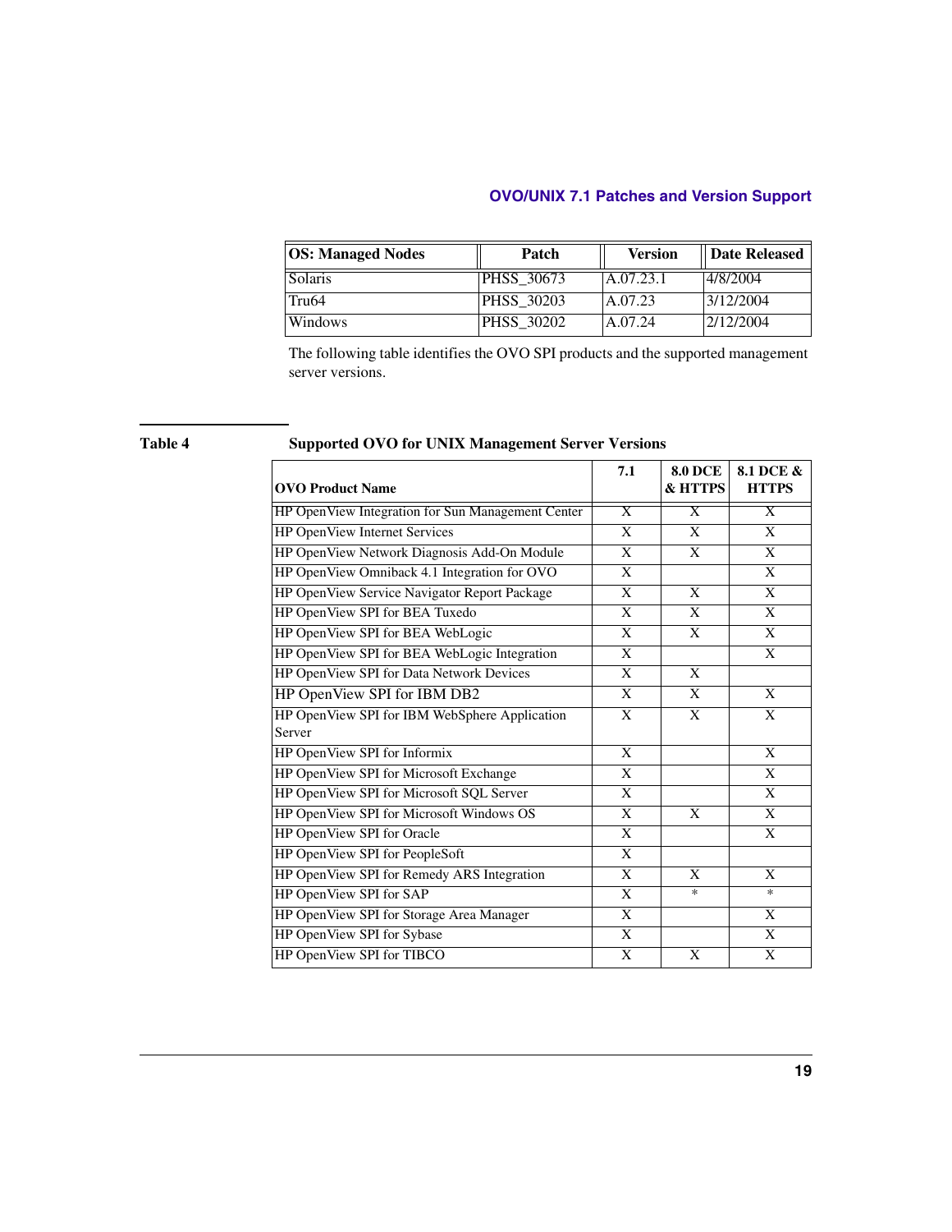| OS: Managed Nodes | Patch | Version | Date Released |
|---|---|---|---|
| Solaris | PHSS_30673 | A.07.23.1 | 4/8/2004 |
| Tru64 | PHSS_30203 | A.07.23 | 3/12/2004 |
| Windows | PHSS_30202 | A.07.24 | 2/12/2004 |

The following table identifies the OVO SPI products and the supported management server versions.

**Table 4 Supported OVO for UNIX Management Server Versions**

| OVO Product Name | 7.1 | 8.0 DCE & HTTPS | 8.1 DCE & HTTPS |
|---|---|---|---|
| HP OpenView Integration for Sun Management Center | X | X | X |
| HP OpenView Internet Services | X | X | X |
| HP OpenView Network Diagnosis Add-On Module | X | X | X |
| HP OpenView Omniback 4.1 Integration for OVO | X | | X |
| HP OpenView Service Navigator Report Package | X | X | X |
| HP OpenView SPI for BEA Tuxedo | X | X | X |
| HP OpenView SPI for BEA WebLogic | X | X | X |
| HP OpenView SPI for BEA WebLogic Integration | X | | X |
| HP OpenView SPI for Data Network Devices | X | X | |
| HP OpenView SPI for IBM DB2 | X | X | X |
| HP OpenView SPI for IBM WebSphere Application Server | X | X | X |
| HP OpenView SPI for Informix | X | | X |
| HP OpenView SPI for Microsoft Exchange | X | | X |
| HP OpenView SPI for Microsoft SQL Server | X | | X |
| HP OpenView SPI for Microsoft Windows OS | X | X | X |
| HP OpenView SPI for Oracle | X | | X |
| HP OpenView SPI for PeopleSoft | X | | |
| HP OpenView SPI for Remedy ARS Integration | X | X | X |
| HP OpenView SPI for SAP | X | * | * |
| HP OpenView SPI for Storage Area Manager | X | | X |
| HP OpenView SPI for Sybase | X | | X |
| HP OpenView SPI for TIBCO | X | X | X |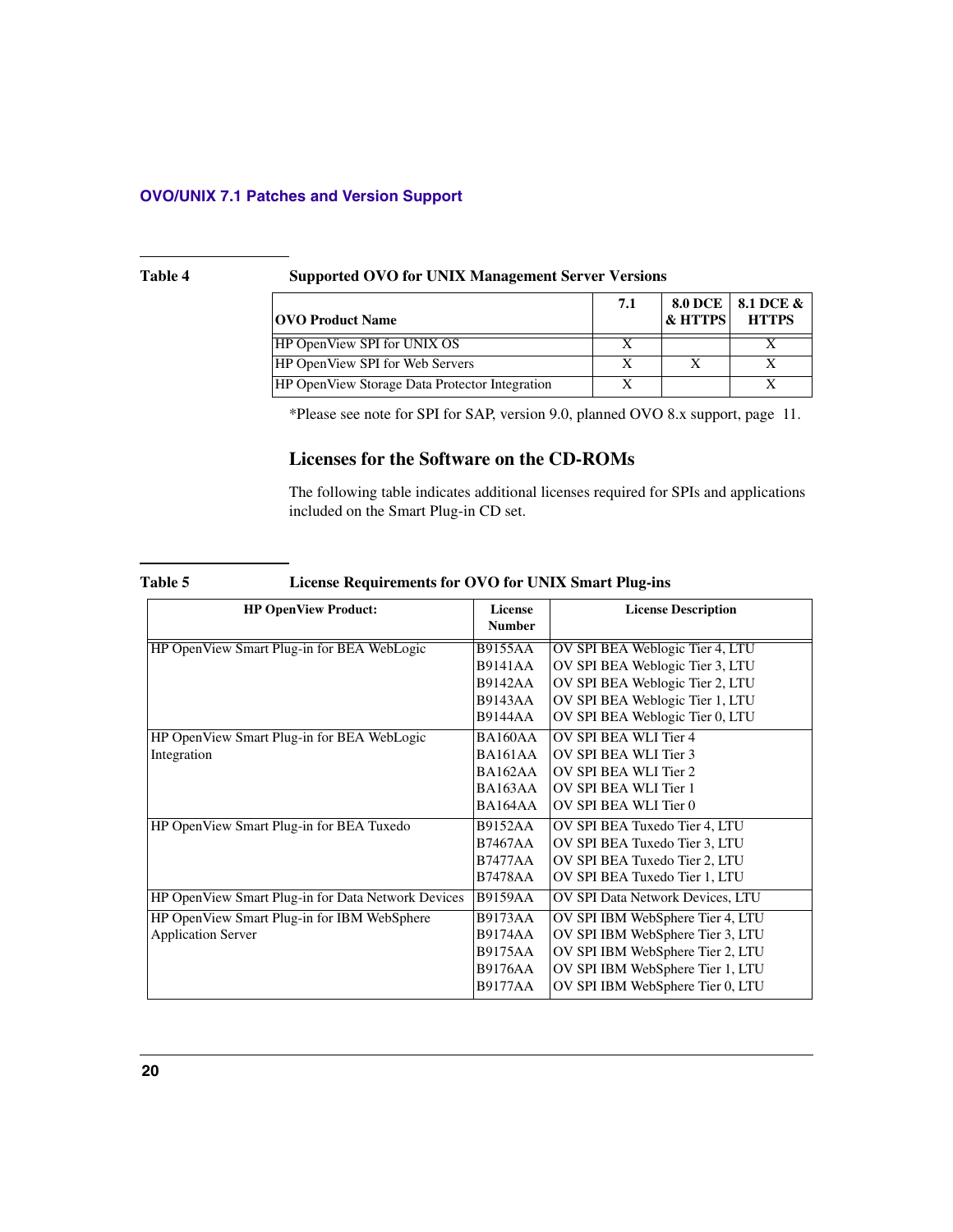Table 4 **Supported OVO for UNIX Management Server Versions**

| OVO Product Name | 7.1 | 8.0 DCE & HTTPS | 8.1 DCE & HTTPS |
|---|---|---|---|
| HP OpenView SPI for UNIX OS | X | | X |
| HP OpenView SPI for Web Servers | X | X | X |
| HP OpenView Storage Data Protector Integration | X | | X |

*Please see note for SPI for SAP, version 9.0, planned OVO 8.x support, page 11.

## Licenses for the Software on the CD-ROMs

The following table indicates additional licenses required for SPIs and applications included on the Smart Plug-in CD set.

Table 5 **License Requirements for OVO for UNIX Smart Plug-ins**

| HP OpenView Product: | License Number | License Description |
|---|---|---|
| HP OpenView Smart Plug-in for BEA WebLogic | B9155AA<br>B9141AA<br>B9142AA<br>B9143AA<br>B9144AA | OV SPI BEA Weblogic Tier 4, LTU<br>OV SPI BEA Weblogic Tier 3, LTU<br>OV SPI BEA Weblogic Tier 2, LTU<br>OV SPI BEA Weblogic Tier 1, LTU<br>OV SPI BEA Weblogic Tier 0, LTU |
| HP OpenView Smart Plug-in for BEA WebLogic Integration | BA160AA<br>BA161AA<br>BA162AA<br>BA163AA<br>BA164AA | OV SPI BEA WLI Tier 4<br>OV SPI BEA WLI Tier 3<br>OV SPI BEA WLI Tier 2<br>OV SPI BEA WLI Tier 1<br>OV SPI BEA WLI Tier 0 |
| HP OpenView Smart Plug-in for BEA Tuxedo | B9152AA<br>B7467AA<br>B7477AA<br>B7478AA | OV SPI BEA Tuxedo Tier 4, LTU<br>OV SPI BEA Tuxedo Tier 3, LTU<br>OV SPI BEA Tuxedo Tier 2, LTU<br>OV SPI BEA Tuxedo Tier 1, LTU |
| HP OpenView Smart Plug-in for Data Network Devices | B9159AA | OV SPI Data Network Devices, LTU |
| HP OpenView Smart Plug-in for IBM WebSphere Application Server | B9173AA<br>B9174AA<br>B9175AA<br>B9176AA<br>B9177AA | OV SPI IBM WebSphere Tier 4, LTU<br>OV SPI IBM WebSphere Tier 3, LTU<br>OV SPI IBM WebSphere Tier 2, LTU<br>OV SPI IBM WebSphere Tier 1, LTU<br>OV SPI IBM WebSphere Tier 0, LTU |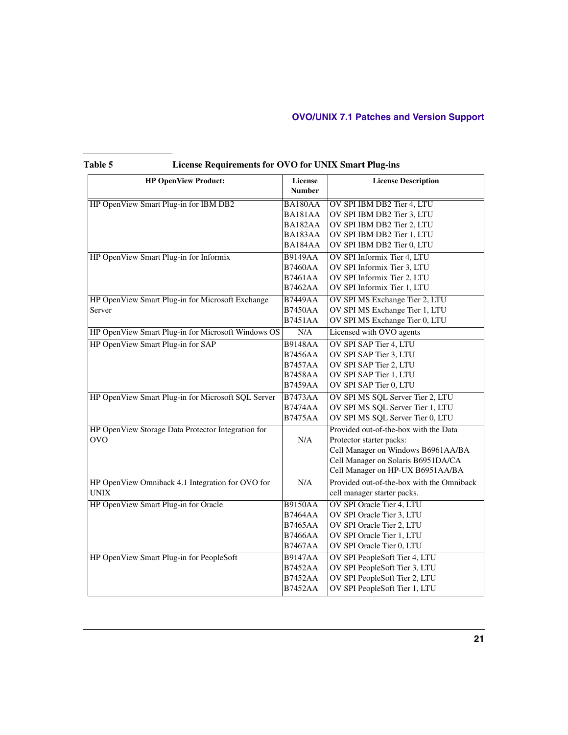**Table 5 License Requirements for OVO for UNIX Smart Plug-ins**

| HP OpenView Product: | License Number | License Description |
|---|---|---|
| HP OpenView Smart Plug-in for IBM DB2 | BA180AA<br>BA181AA<br>BA182AA<br>BA183AA<br>BA184AA | OV SPI IBM DB2 Tier 4, LTU<br>OV SPI IBM DB2 Tier 3, LTU<br>OV SPI IBM DB2 Tier 2, LTU<br>OV SPI IBM DB2 Tier 1, LTU<br>OV SPI IBM DB2 Tier 0, LTU |
| HP OpenView Smart Plug-in for Informix | B9149AA<br>B7460AA<br>B7461AA<br>B7462AA | OV SPI Informix Tier 4, LTU<br>OV SPI Informix Tier 3, LTU<br>OV SPI Informix Tier 2, LTU<br>OV SPI Informix Tier 1, LTU |
| HP OpenView Smart Plug-in for Microsoft Exchange Server | B7449AA<br>B7450AA<br>B7451AA | OV SPI MS Exchange Tier 2, LTU<br>OV SPI MS Exchange Tier 1, LTU<br>OV SPI MS Exchange Tier 0, LTU |
| HP OpenView Smart Plug-in for Microsoft Windows OS | N/A | Licensed with OVO agents |
| HP OpenView Smart Plug-in for SAP | B9148AA<br>B7456AA<br>B7457AA<br>B7458AA<br>B7459AA | OV SPI SAP Tier 4, LTU<br>OV SPI SAP Tier 3, LTU<br>OV SPI SAP Tier 2, LTU<br>OV SPI SAP Tier 1, LTU<br>OV SPI SAP Tier 0, LTU |
| HP OpenView Smart Plug-in for Microsoft SQL Server | B7473AA<br>B7474AA<br>B7475AA | OV SPI MS SQL Server Tier 2, LTU<br>OV SPI MS SQL Server Tier 1, LTU<br>OV SPI MS SQL Server Tier 0, LTU |
| HP OpenView Storage Data Protector Integration for OVO | N/A | Provided out-of-the-box with the Data Protector starter packs:<br>Cell Manager on Windows B6961AA/BA<br>Cell Manager on Solaris B6951DA/CA<br>Cell Manager on HP-UX B6951AA/BA |
| HP OpenView Omniback 4.1 Integration for OVO for UNIX | N/A | Provided out-of-the-box with the Omniback cell manager starter packs. |
| HP OpenView Smart Plug-in for Oracle | B9150AA<br>B7464AA<br>B7465AA<br>B7466AA<br>B7467AA | OV SPI Oracle Tier 4, LTU<br>OV SPI Oracle Tier 3, LTU<br>OV SPI Oracle Tier 2, LTU<br>OV SPI Oracle Tier 1, LTU<br>OV SPI Oracle Tier 0, LTU |
| HP OpenView Smart Plug-in for PeopleSoft | B9147AA<br>B7452AA<br>B7452AA<br>B7452AA | OV SPI PeopleSoft Tier 4, LTU<br>OV SPI PeopleSoft Tier 3, LTU<br>OV SPI PeopleSoft Tier 2, LTU<br>OV SPI PeopleSoft Tier 1, LTU |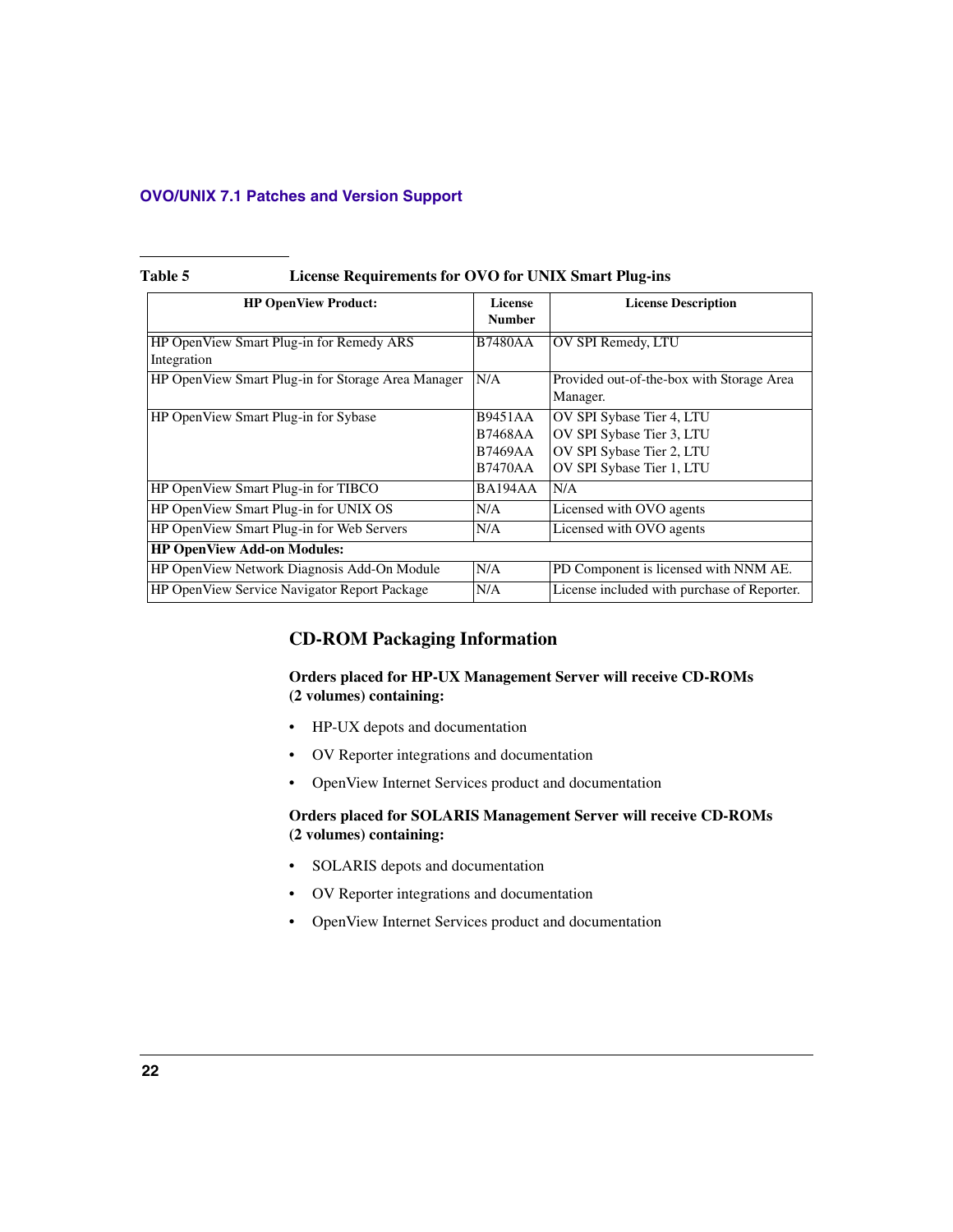**Table 5 License Requirements for OVO for UNIX Smart Plug-ins**

| HP OpenView Product: | License Number | License Description |
|---|---|---|
| HP OpenView Smart Plug-in for Remedy ARS Integration | B7480AA | OV SPI Remedy, LTU |
| HP OpenView Smart Plug-in for Storage Area Manager | N/A | Provided out-of-the-box with Storage Area Manager. |
| HP OpenView Smart Plug-in for Sybase | B9451AA<br>B7468AA<br>B7469AA<br>B7470AA | OV SPI Sybase Tier 4, LTU<br>OV SPI Sybase Tier 3, LTU<br>OV SPI Sybase Tier 2, LTU<br>OV SPI Sybase Tier 1, LTU |
| HP OpenView Smart Plug-in for TIBCO | BA194AA | N/A |
| HP OpenView Smart Plug-in for UNIX OS | N/A | Licensed with OVO agents |
| HP OpenView Smart Plug-in for Web Servers | N/A | Licensed with OVO agents |
| **HP OpenView Add-on Modules:** | | |
| HP OpenView Network Diagnosis Add-On Module | N/A | PD Component is licensed with NNM AE. |
| HP OpenView Service Navigator Report Package | N/A | License included with purchase of Reporter. |

## CD-ROM Packaging Information

**Orders placed for HP-UX Management Server will receive CD-ROMs (2 volumes) containing:**

- HP-UX depots and documentation
- OV Reporter integrations and documentation
- OpenView Internet Services product and documentation

**Orders placed for SOLARIS Management Server will receive CD-ROMs (2 volumes) containing:**

- SOLARIS depots and documentation
- OV Reporter integrations and documentation
- OpenView Internet Services product and documentation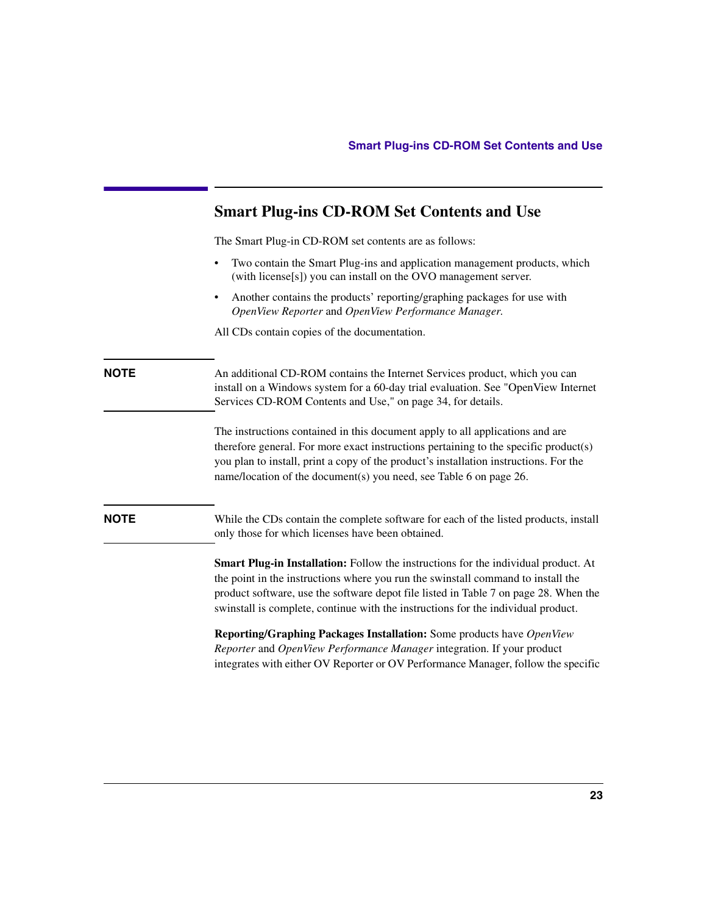## Smart Plug-ins CD-ROM Set Contents and Use

The Smart Plug-in CD-ROM set contents are as follows:

- Two contain the Smart Plug-ins and application management products, which (with license[s]) you can install on the OVO management server.
- Another contains the products' reporting/graphing packages for use with *OpenView Reporter* and *OpenView Performance Manager.*

All CDs contain copies of the documentation.

**NOTE** An additional CD-ROM contains the Internet Services product, which you can install on a Windows system for a 60-day trial evaluation. See "OpenView Internet Services CD-ROM Contents and Use," on page 34, for details.

The instructions contained in this document apply to all applications and are therefore general. For more exact instructions pertaining to the specific product(s) you plan to install, print a copy of the product's installation instructions. For the name/location of the document(s) you need, see Table 6 on page 26.

**NOTE** While the CDs contain the complete software for each of the listed products, install only those for which licenses have been obtained.

**Smart Plug-in Installation:** Follow the instructions for the individual product. At the point in the instructions where you run the swinstall command to install the product software, use the software depot file listed in Table 7 on page 28. When the swinstall is complete, continue with the instructions for the individual product.

**Reporting/Graphing Packages Installation:** Some products have *OpenView Reporter* and *OpenView Performance Manager* integration. If your product integrates with either OV Reporter or OV Performance Manager, follow the specific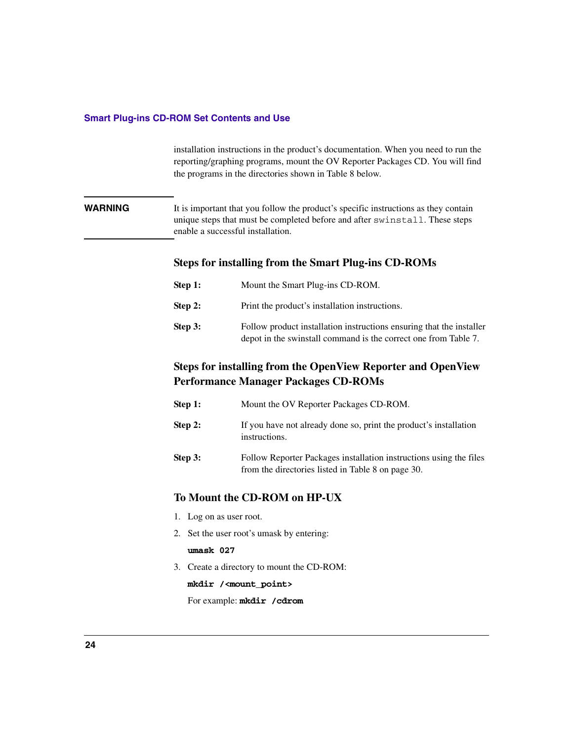installation instructions in the product's documentation. When you need to run the reporting/graphing programs, mount the OV Reporter Packages CD. You will find the programs in the directories shown in Table 8 below.

**WARNING** It is important that you follow the product's specific instructions as they contain unique steps that must be completed before and after `swinstall`. These steps enable a successful installation.

### Steps for installing from the Smart Plug-ins CD-ROMs

**Step 1:** Mount the Smart Plug-ins CD-ROM.

**Step 2:** Print the product's installation instructions.

**Step 3:** Follow product installation instructions ensuring that the installer depot in the swinstall command is the correct one from Table 7.

### Steps for installing from the OpenView Reporter and OpenView Performance Manager Packages CD-ROMs

**Step 1:** Mount the OV Reporter Packages CD-ROM.

**Step 2:** If you have not already done so, print the product's installation instructions.

**Step 3:** Follow Reporter Packages installation instructions using the files from the directories listed in Table 8 on page 30.

### To Mount the CD-ROM on HP-UX

1. Log on as user root.
2. Set the user root's umask by entering:

   **`umask 027`**

3. Create a directory to mount the CD-ROM:

   **`mkdir /<mount_point>`**

   For example: **`mkdir /cdrom`**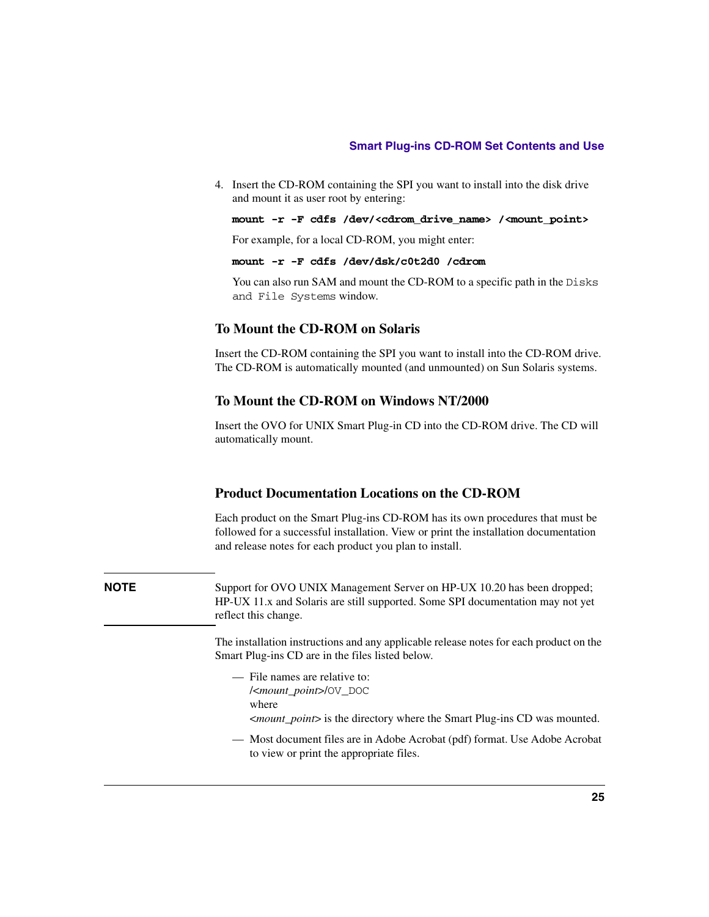4. Insert the CD-ROM containing the SPI you want to install into the disk drive and mount it as user root by entering:

   ```
   mount -r -F cdfs /dev/<cdrom_drive_name> /<mount_point>
   ```

   For example, for a local CD-ROM, you might enter:

   ```
   mount -r -F cdfs /dev/dsk/c0t2d0 /cdrom
   ```

   You can also run SAM and mount the CD-ROM to a specific path in the `Disks and File Systems` window.

### To Mount the CD-ROM on Solaris

Insert the CD-ROM containing the SPI you want to install into the CD-ROM drive. The CD-ROM is automatically mounted (and unmounted) on Sun Solaris systems.

### To Mount the CD-ROM on Windows NT/2000

Insert the OVO for UNIX Smart Plug-in CD into the CD-ROM drive. The CD will automatically mount.

## Product Documentation Locations on the CD-ROM

Each product on the Smart Plug-ins CD-ROM has its own procedures that must be followed for a successful installation. View or print the installation documentation and release notes for each product you plan to install.

**NOTE** Support for OVO UNIX Management Server on HP-UX 10.20 has been dropped; HP-UX 11.x and Solaris are still supported. Some SPI documentation may not yet reflect this change.

The installation instructions and any applicable release notes for each product on the Smart Plug-ins CD are in the files listed below.

— File names are relative to:
/<*mount_point*>/`OV_DOC`
where
<*mount_point*> is the directory where the Smart Plug-ins CD was mounted.

— Most document files are in Adobe Acrobat (pdf) format. Use Adobe Acrobat to view or print the appropriate files.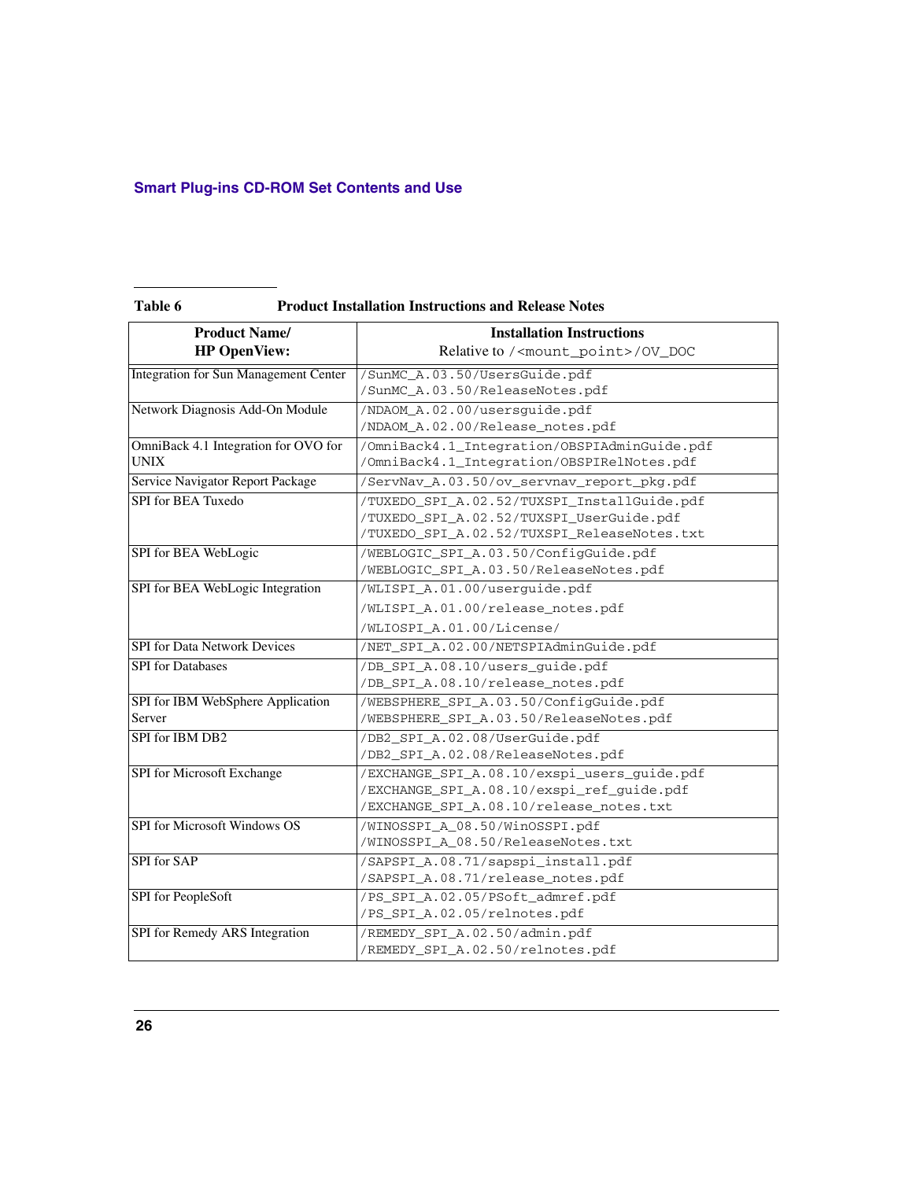Table 6 Product Installation Instructions and Release Notes

| Product Name/ HP OpenView: | Installation Instructions Relative to /<mount_point>/OV_DOC |
|---|---|
| Integration for Sun Management Center | /SunMC_A.03.50/UsersGuide.pdf<br>/SunMC_A.03.50/ReleaseNotes.pdf |
| Network Diagnosis Add-On Module | /NDAOM_A.02.00/usersguide.pdf<br>/NDAOM_A.02.00/Release_notes.pdf |
| OmniBack 4.1 Integration for OVO for UNIX | /OmniBack4.1_Integration/OBSPIAdminGuide.pdf<br>/OmniBack4.1_Integration/OBSPIRelNotes.pdf |
| Service Navigator Report Package | /ServNav_A.03.50/ov_servnav_report_pkg.pdf |
| SPI for BEA Tuxedo | /TUXEDO_SPI_A.02.52/TUXSPI_InstallGuide.pdf<br>/TUXEDO_SPI_A.02.52/TUXSPI_UserGuide.pdf<br>/TUXEDO_SPI_A.02.52/TUXSPI_ReleaseNotes.txt |
| SPI for BEA WebLogic | /WEBLOGIC_SPI_A.03.50/ConfigGuide.pdf<br>/WEBLOGIC_SPI_A.03.50/ReleaseNotes.pdf |
| SPI for BEA WebLogic Integration | /WLISPI_A.01.00/userguide.pdf<br>/WLISPI_A.01.00/release_notes.pdf<br>/WLIOSPI_A.01.00/License/ |
| SPI for Data Network Devices | /NET_SPI_A.02.00/NETSPIAdminGuide.pdf |
| SPI for Databases | /DB_SPI_A.08.10/users_guide.pdf<br>/DB_SPI_A.08.10/release_notes.pdf |
| SPI for IBM WebSphere Application Server | /WEBSPHERE_SPI_A.03.50/ConfigGuide.pdf<br>/WEBSPHERE_SPI_A.03.50/ReleaseNotes.pdf |
| SPI for IBM DB2 | /DB2_SPI_A.02.08/UserGuide.pdf<br>/DB2_SPI_A.02.08/ReleaseNotes.pdf |
| SPI for Microsoft Exchange | /EXCHANGE_SPI_A.08.10/exspi_users_guide.pdf<br>/EXCHANGE_SPI_A.08.10/exspi_ref_guide.pdf<br>/EXCHANGE_SPI_A.08.10/release_notes.txt |
| SPI for Microsoft Windows OS | /WINOSSPI_A_08.50/WinOSSPI.pdf<br>/WINOSSPI_A_08.50/ReleaseNotes.txt |
| SPI for SAP | /SAPSPI_A.08.71/sapspi_install.pdf<br>/SAPSPI_A.08.71/release_notes.pdf |
| SPI for PeopleSoft | /PS_SPI_A.02.05/PSoft_admref.pdf<br>/PS_SPI_A.02.05/relnotes.pdf |
| SPI for Remedy ARS Integration | /REMEDY_SPI_A.02.50/admin.pdf<br>/REMEDY_SPI_A.02.50/relnotes.pdf |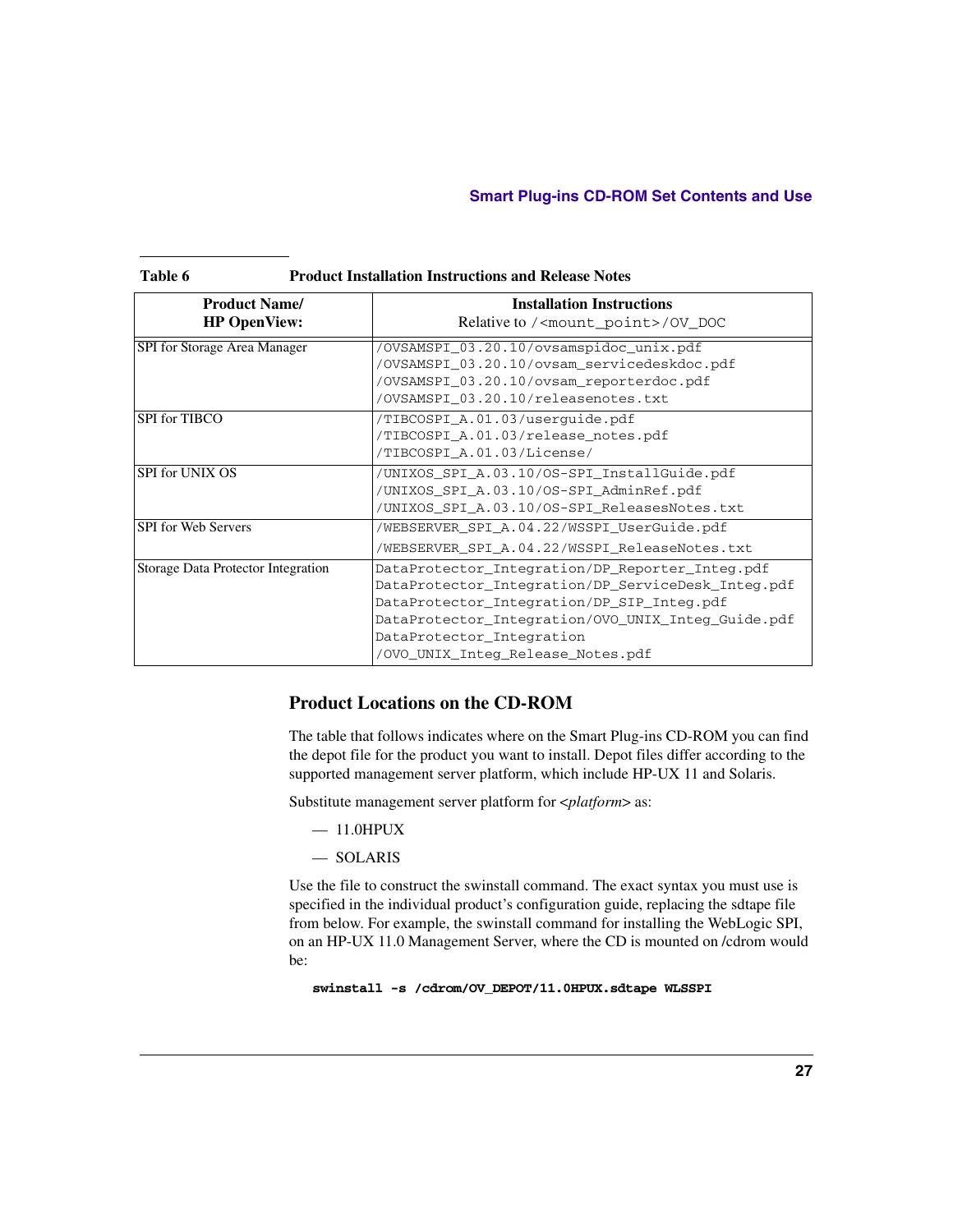**Table 6 Product Installation Instructions and Release Notes**

| Product Name/ HP OpenView: | Installation Instructions Relative to /<mount_point>/OV_DOC |
|---|---|
| SPI for Storage Area Manager | /OVSAMSPI_03.20.10/ovsamspidoc_unix.pdf<br>/OVSAMSPI_03.20.10/ovsam_servicedeskdoc.pdf<br>/OVSAMSPI_03.20.10/ovsam_reporterdoc.pdf<br>/OVSAMSPI_03.20.10/releasenotes.txt |
| SPI for TIBCO | /TIBCOSPI_A.01.03/userguide.pdf<br>/TIBCOSPI_A.01.03/release_notes.pdf<br>/TIBCOSPI_A.01.03/License/ |
| SPI for UNIX OS | /UNIXOS_SPI_A.03.10/OS-SPI_InstallGuide.pdf<br>/UNIXOS_SPI_A.03.10/OS-SPI_AdminRef.pdf<br>/UNIXOS_SPI_A.03.10/OS-SPI_ReleasesNotes.txt |
| SPI for Web Servers | /WEBSERVER_SPI_A.04.22/WSSPI_UserGuide.pdf<br>/WEBSERVER_SPI_A.04.22/WSSPI_ReleaseNotes.txt |
| Storage Data Protector Integration | DataProtector_Integration/DP_Reporter_Integ.pdf<br>DataProtector_Integration/DP_ServiceDesk_Integ.pdf<br>DataProtector_Integration/DP_SIP_Integ.pdf<br>DataProtector_Integration/OVO_UNIX_Integ_Guide.pdf<br>DataProtector_Integration<br>/OVO_UNIX_Integ_Release_Notes.pdf |

## Product Locations on the CD-ROM

The table that follows indicates where on the Smart Plug-ins CD-ROM you can find the depot file for the product you want to install. Depot files differ according to the supported management server platform, which include HP-UX 11 and Solaris.

Substitute management server platform for <*platform*> as:

— 11.0HPUX

— SOLARIS

Use the file to construct the swinstall command. The exact syntax you must use is specified in the individual product's configuration guide, replacing the sdtape file from below. For example, the swinstall command for installing the WebLogic SPI, on an HP-UX 11.0 Management Server, where the CD is mounted on /cdrom would be:

```
swinstall -s /cdrom/OV_DEPOT/11.0HPUX.sdtape WLSSPI
```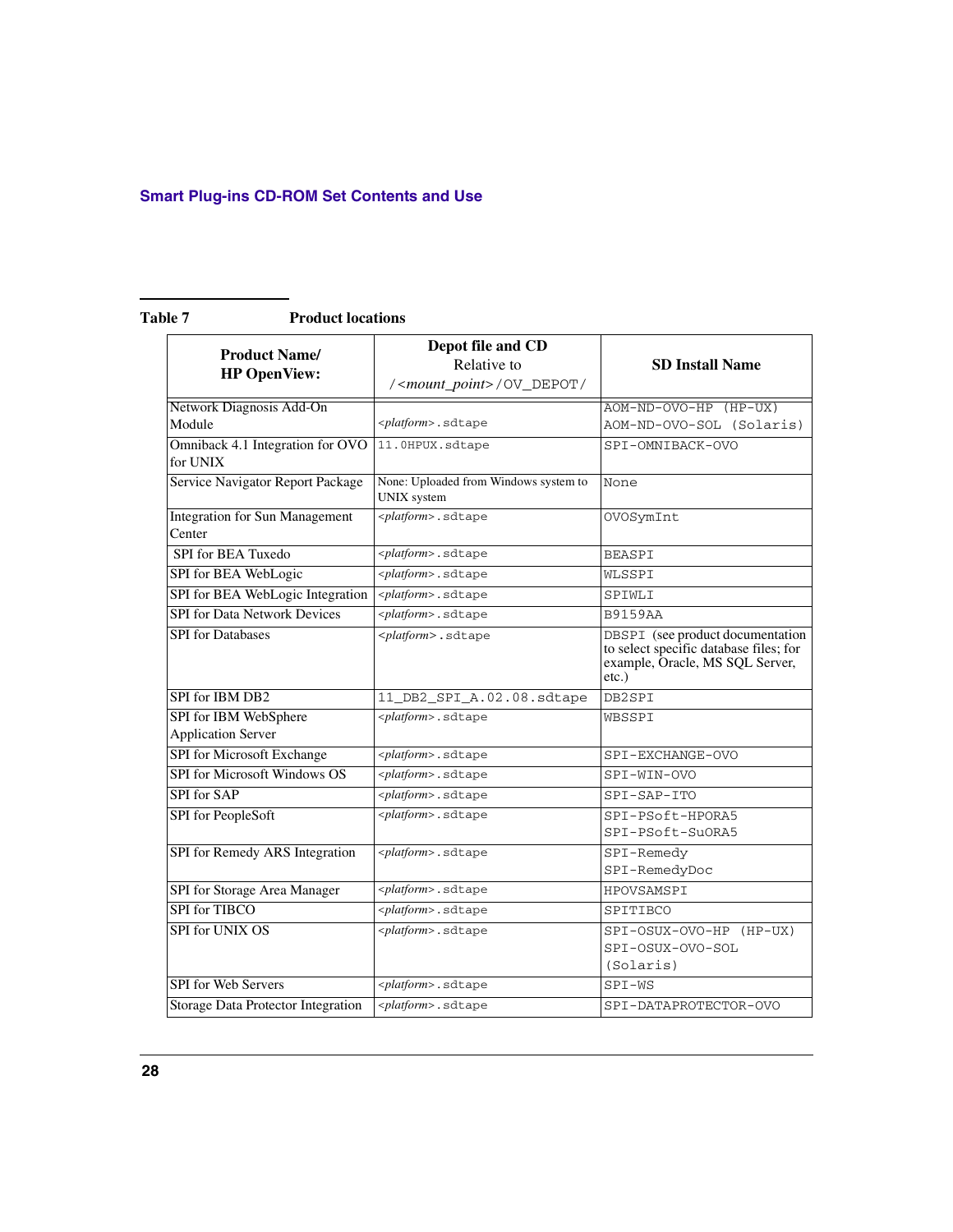**Table 7 Product locations**

| Product Name/ HP OpenView: | Depot file and CD Relative to /<mount_point>/OV_DEPOT/ | SD Install Name |
|---|---|---|
| Network Diagnosis Add-On Module | *<platform>*.sdtape | AOM-ND-OVO-HP (HP-UX) AOM-ND-OVO-SOL (Solaris) |
| Omniback 4.1 Integration for OVO for UNIX | 11.0HPUX.sdtape | SPI-OMNIBACK-OVO |
| Service Navigator Report Package | None: Uploaded from Windows system to UNIX system | None |
| Integration for Sun Management Center | *<platform>*.sdtape | OVOSymInt |
| SPI for BEA Tuxedo | *<platform>*.sdtape | BEASPI |
| SPI for BEA WebLogic | *<platform>*.sdtape | WLSSPI |
| SPI for BEA WebLogic Integration | *<platform>*.sdtape | SPIWLI |
| SPI for Data Network Devices | *<platform>*.sdtape | B9159AA |
| SPI for Databases | *<platform>*.sdtape | DBSPI (see product documentation to select specific database files; for example, Oracle, MS SQL Server, etc.) |
| SPI for IBM DB2 | 11_DB2_SPI_A.02.08.sdtape | DB2SPI |
| SPI for IBM WebSphere Application Server | *<platform>*.sdtape | WBSSPI |
| SPI for Microsoft Exchange | *<platform>*.sdtape | SPI-EXCHANGE-OVO |
| SPI for Microsoft Windows OS | *<platform>*.sdtape | SPI-WIN-OVO |
| SPI for SAP | *<platform>*.sdtape | SPI-SAP-ITO |
| SPI for PeopleSoft | *<platform>*.sdtape | SPI-PSoft-HPORA5 SPI-PSoft-SuORA5 |
| SPI for Remedy ARS Integration | *<platform>*.sdtape | SPI-Remedy SPI-RemedyDoc |
| SPI for Storage Area Manager | *<platform>*.sdtape | HPOVSAMSPI |
| SPI for TIBCO | *<platform>*.sdtape | SPITIBCO |
| SPI for UNIX OS | *<platform>*.sdtape | SPI-OSUX-OVO-HP (HP-UX) SPI-OSUX-OVO-SOL (Solaris) |
| SPI for Web Servers | *<platform>*.sdtape | SPI-WS |
| Storage Data Protector Integration | *<platform>*.sdtape | SPI-DATAPROTECTOR-OVO |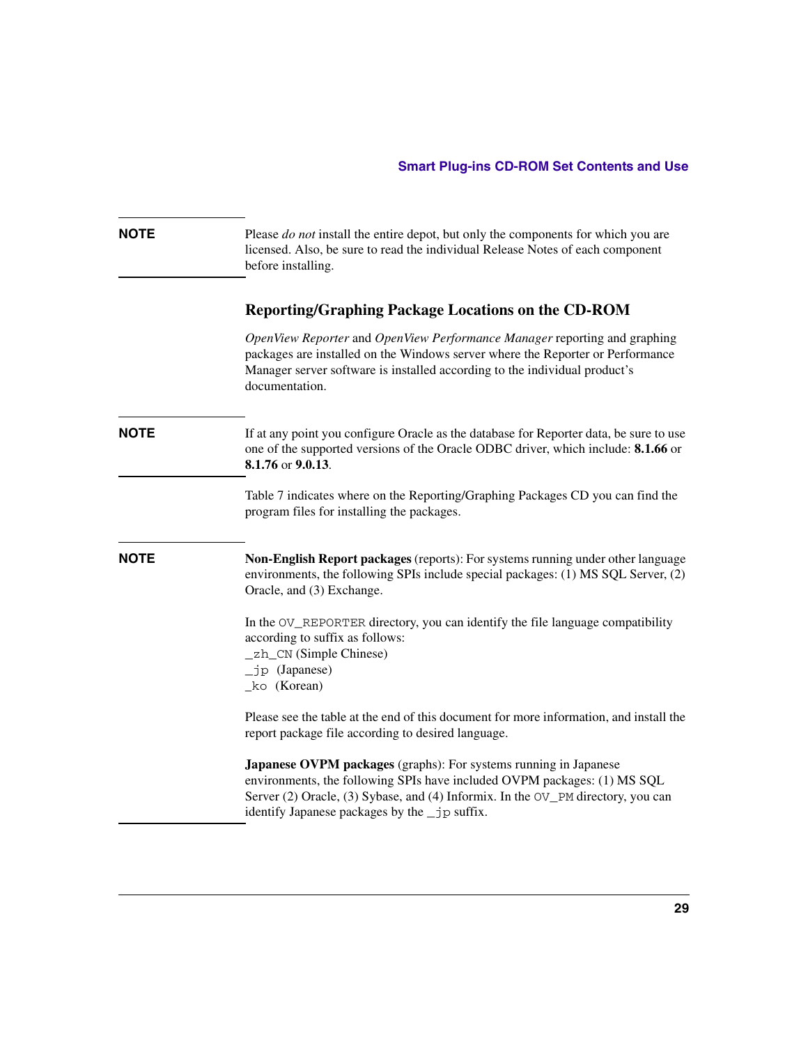**NOTE** Please *do not* install the entire depot, but only the components for which you are licensed. Also, be sure to read the individual Release Notes of each component before installing.

### Reporting/Graphing Package Locations on the CD-ROM

*OpenView Reporter* and *OpenView Performance Manager* reporting and graphing packages are installed on the Windows server where the Reporter or Performance Manager server software is installed according to the individual product's documentation.

**NOTE** If at any point you configure Oracle as the database for Reporter data, be sure to use one of the supported versions of the Oracle ODBC driver, which include: **8.1.66** or **8.1.76** or **9.0.13**.

Table 7 indicates where on the Reporting/Graphing Packages CD you can find the program files for installing the packages.

**NOTE** **Non-English Report packages** (reports): For systems running under other language environments, the following SPIs include special packages: (1) MS SQL Server, (2) Oracle, and (3) Exchange.

In the `OV_REPORTER` directory, you can identify the file language compatibility according to suffix as follows:
`_zh_CN` (Simple Chinese)
`_jp` (Japanese)
`_ko` (Korean)

Please see the table at the end of this document for more information, and install the report package file according to desired language.

**Japanese OVPM packages** (graphs): For systems running in Japanese environments, the following SPIs have included OVPM packages: (1) MS SQL Server (2) Oracle, (3) Sybase, and (4) Informix. In the `OV_PM` directory, you can identify Japanese packages by the `_jp` suffix.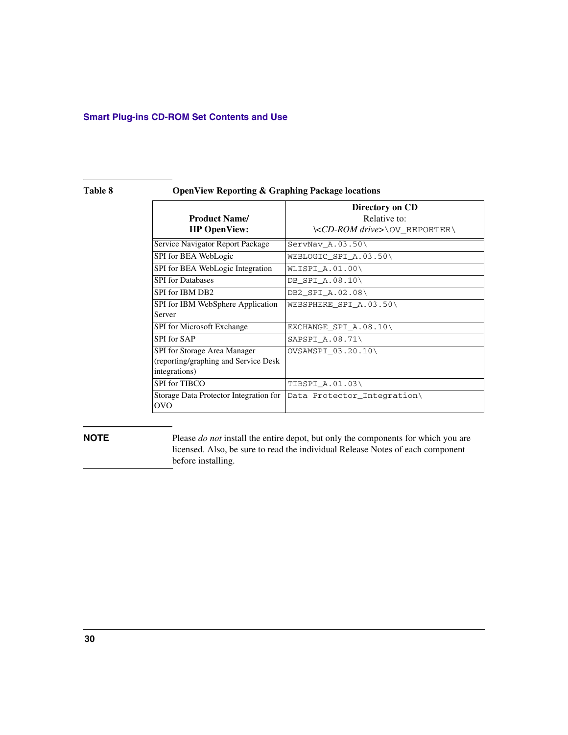**Table 8 OpenView Reporting & Graphing Package locations**

| Product Name/ HP OpenView: | Directory on CD Relative to: \<CD-ROM drive>\OV_REPORTER\ |
|---|---|
| Service Navigator Report Package | `ServNav_A.03.50\` |
| SPI for BEA WebLogic | `WEBLOGIC_SPI_A.03.50\` |
| SPI for BEA WebLogic Integration | `WLISPI_A.01.00\` |
| SPI for Databases | `DB_SPI_A.08.10\` |
| SPI for IBM DB2 | `DB2_SPI_A.02.08\` |
| SPI for IBM WebSphere Application Server | `WEBSPHERE_SPI_A.03.50\` |
| SPI for Microsoft Exchange | `EXCHANGE_SPI_A.08.10\` |
| SPI for SAP | `SAPSPI_A.08.71\` |
| SPI for Storage Area Manager (reporting/graphing and Service Desk integrations) | `OVSAMSPI_03.20.10\` |
| SPI for TIBCO | `TIBSPI_A.01.03\` |
| Storage Data Protector Integration for OVO | `Data Protector_Integration\` |

**NOTE** Please *do not* install the entire depot, but only the components for which you are licensed. Also, be sure to read the individual Release Notes of each component before installing.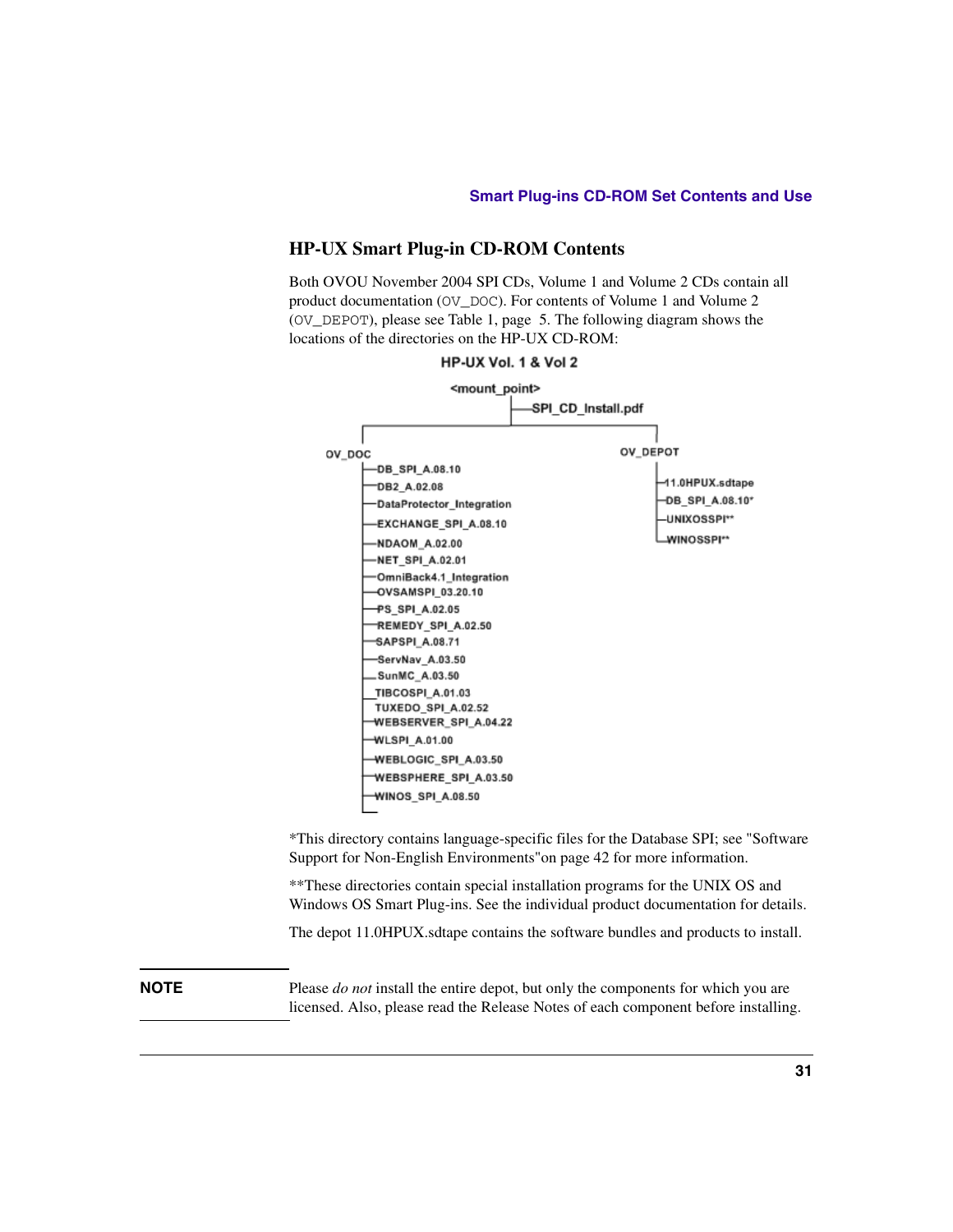## HP-UX Smart Plug-in CD-ROM Contents

Both OVOU November 2004 SPI CDs, Volume 1 and Volume 2 CDs contain all product documentation (`OV_DOC`). For contents of Volume 1 and Volume 2 (`OV_DEPOT`), please see Table 1, page 5. The following diagram shows the locations of the directories on the HP-UX CD-ROM:

**HP-UX Vol. 1 & Vol 2**

```
<mount_point>
  |—SPI_CD_Install.pdf
  |
  |—OV_DOC
  |   |—DB_SPI_A.08.10
  |   |—DB2_A.02.08
  |   |—DataProtector_Integration
  |   |—EXCHANGE_SPI_A.08.10
  |   |—NDAOM_A.02.00
  |   |—NET_SPI_A.02.01
  |   |—OmniBack4.1_Integration
  |   |—OVSAMSPI_03.20.10
  |   |—PS_SPI_A.02.05
  |   |—REMEDY_SPI_A.02.50
  |   |—SAPSPI_A.08.71
  |   |—ServNav_A.03.50
  |   |—SunMC_A.03.50
  |   |—TIBCOSPI_A.01.03
  |   |—TUXEDO_SPI_A.02.52
  |   |—WEBSERVER_SPI_A.04.22
  |   |—WLSPI_A.01.00
  |   |—WEBLOGIC_SPI_A.03.50
  |   |—WEBSPHERE_SPI_A.03.50
  |   |—WINOS_SPI_A.08.50
  |
  |—OV_DEPOT
      |—11.0HPUX.sdtape
      |—DB_SPI_A.08.10*
      |—UNIXOSSPI**
      |—WINOSSPI**
```

*This directory contains language-specific files for the Database SPI; see "Software Support for Non-English Environments"on page 42 for more information.

**These directories contain special installation programs for the UNIX OS and Windows OS Smart Plug-ins. See the individual product documentation for details.

The depot 11.0HPUX.sdtape contains the software bundles and products to install.

**NOTE** Please *do not* install the entire depot, but only the components for which you are licensed. Also, please read the Release Notes of each component before installing.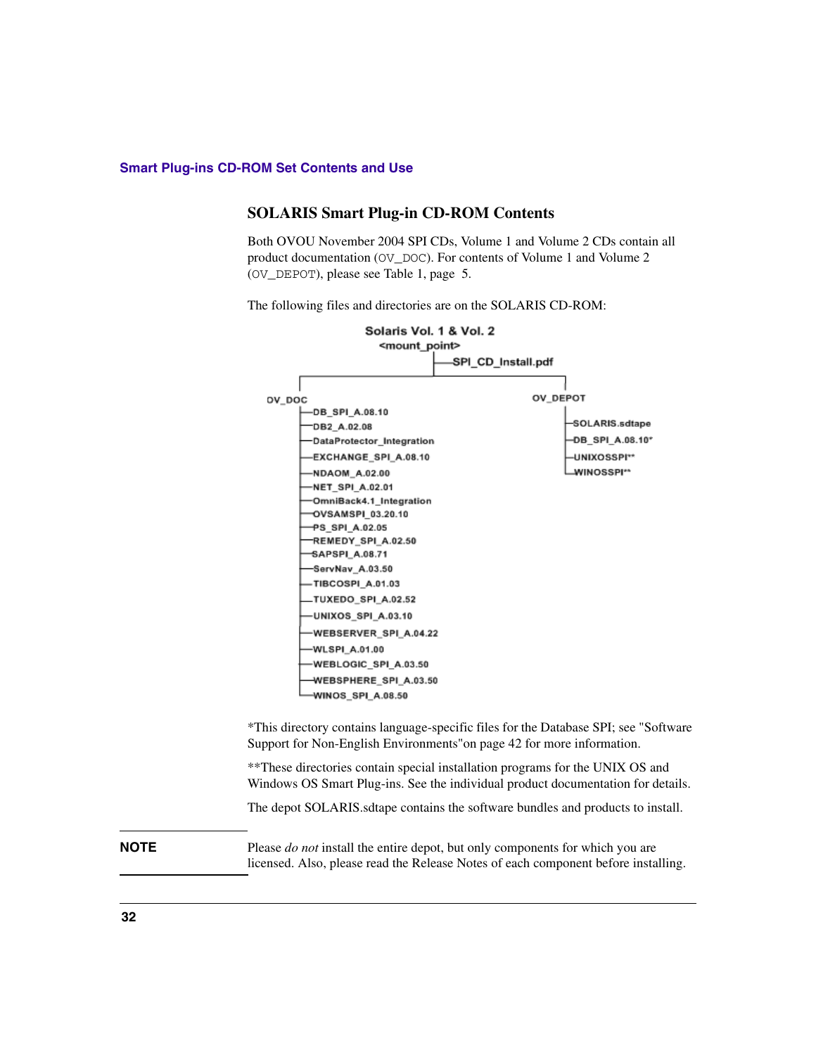## SOLARIS Smart Plug-in CD-ROM Contents

Both OVOU November 2004 SPI CDs, Volume 1 and Volume 2 CDs contain all product documentation (`OV_DOC`). For contents of Volume 1 and Volume 2 (`OV_DEPOT`), please see Table 1, page 5.

The following files and directories are on the SOLARIS CD-ROM:

```
Solaris Vol. 1 & Vol. 2
<mount_point>
|-- SPI_CD_Install.pdf
|
|-- OV_DOC
|   |-- DB_SPI_A.08.10
|   |-- DB2_A.02.08
|   |-- DataProtector_Integration
|   |-- EXCHANGE_SPI_A.08.10
|   |-- NDAOM_A.02.00
|   |-- NET_SPI_A.02.01
|   |-- OmniBack4.1_Integration
|   |-- OVSAMSPI_03.20.10
|   |-- PS_SPI_A.02.05
|   |-- REMEDY_SPI_A.02.50
|   |-- SAPSPI_A.08.71
|   |-- ServNav_A.03.50
|   |-- TIBCOSPI_A.01.03
|   |-- TUXEDO_SPI_A.02.52
|   |-- UNIXOS_SPI_A.03.10
|   |-- WEBSERVER_SPI_A.04.22
|   |-- WLSPI_A.01.00
|   |-- WEBLOGIC_SPI_A.03.50
|   |-- WEBSPHERE_SPI_A.03.50
|   `-- WINOS_SPI_A.08.50
|
`-- OV_DEPOT
    |-- SOLARIS.sdtape
    |-- DB_SPI_A.08.10*
    |-- UNIXOSSPI**
    `-- WINOSSPI**
```

*This directory contains language-specific files for the Database SPI; see "Software Support for Non-English Environments"on page 42 for more information.

**These directories contain special installation programs for the UNIX OS and Windows OS Smart Plug-ins. See the individual product documentation for details.

The depot SOLARIS.sdtape contains the software bundles and products to install.

**NOTE** Please *do not* install the entire depot, but only components for which you are licensed. Also, please read the Release Notes of each component before installing.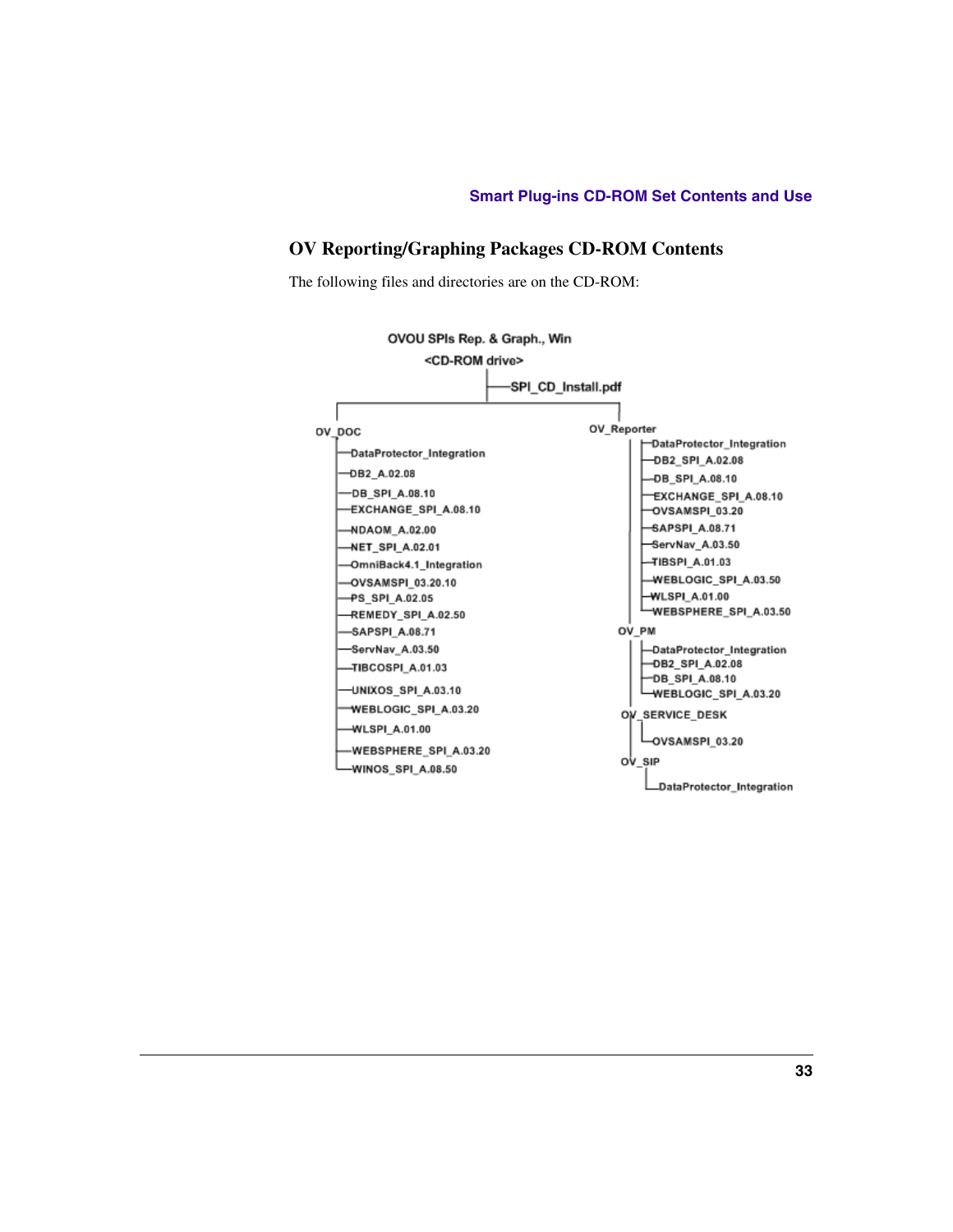## OV Reporting/Graphing Packages CD-ROM Contents

The following files and directories are on the CD-ROM:

```
OVOU SPIs Rep. & Graph., Win
<CD-ROM drive>
|--SPI_CD_Install.pdf
|
|--OV_DOC
|   |--DataProtector_Integration
|   |--DB2_A.02.08
|   |--DB_SPI_A.08.10
|   |--EXCHANGE_SPI_A.08.10
|   |--NDAOM_A.02.00
|   |--NET_SPI_A.02.01
|   |--OmniBack4.1_Integration
|   |--OVSAMSPI_03.20.10
|   |--PS_SPI_A.02.05
|   |--REMEDY_SPI_A.02.50
|   |--SAPSPI_A.08.71
|   |--ServNav_A.03.50
|   |--TIBCOSPI_A.01.03
|   |--UNIXOS_SPI_A.03.10
|   |--WEBLOGIC_SPI_A.03.20
|   |--WLSPI_A.01.00
|   |--WEBSPHERE_SPI_A.03.20
|   |--WINOS_SPI_A.08.50
|
|--OV_Reporter
|   |--DataProtector_Integration
|   |--DB2_SPI_A.02.08
|   |--DB_SPI_A.08.10
|   |--EXCHANGE_SPI_A.08.10
|   |--OVSAMSPI_03.20
|   |--SAPSPI_A.08.71
|   |--ServNav_A.03.50
|   |--TIBSPI_A.01.03
|   |--WEBLOGIC_SPI_A.03.50
|   |--WLSPI_A.01.00
|   |--WEBSPHERE_SPI_A.03.50
|
|--OV_PM
|   |--DataProtector_Integration
|   |--DB2_SPI_A.02.08
|   |--DB_SPI_A.08.10
|   |--WEBLOGIC_SPI_A.03.20
|
|--OV_SERVICE_DESK
|   |--OVSAMSPI_03.20
|
|--OV_SIP
    |--DataProtector_Integration
```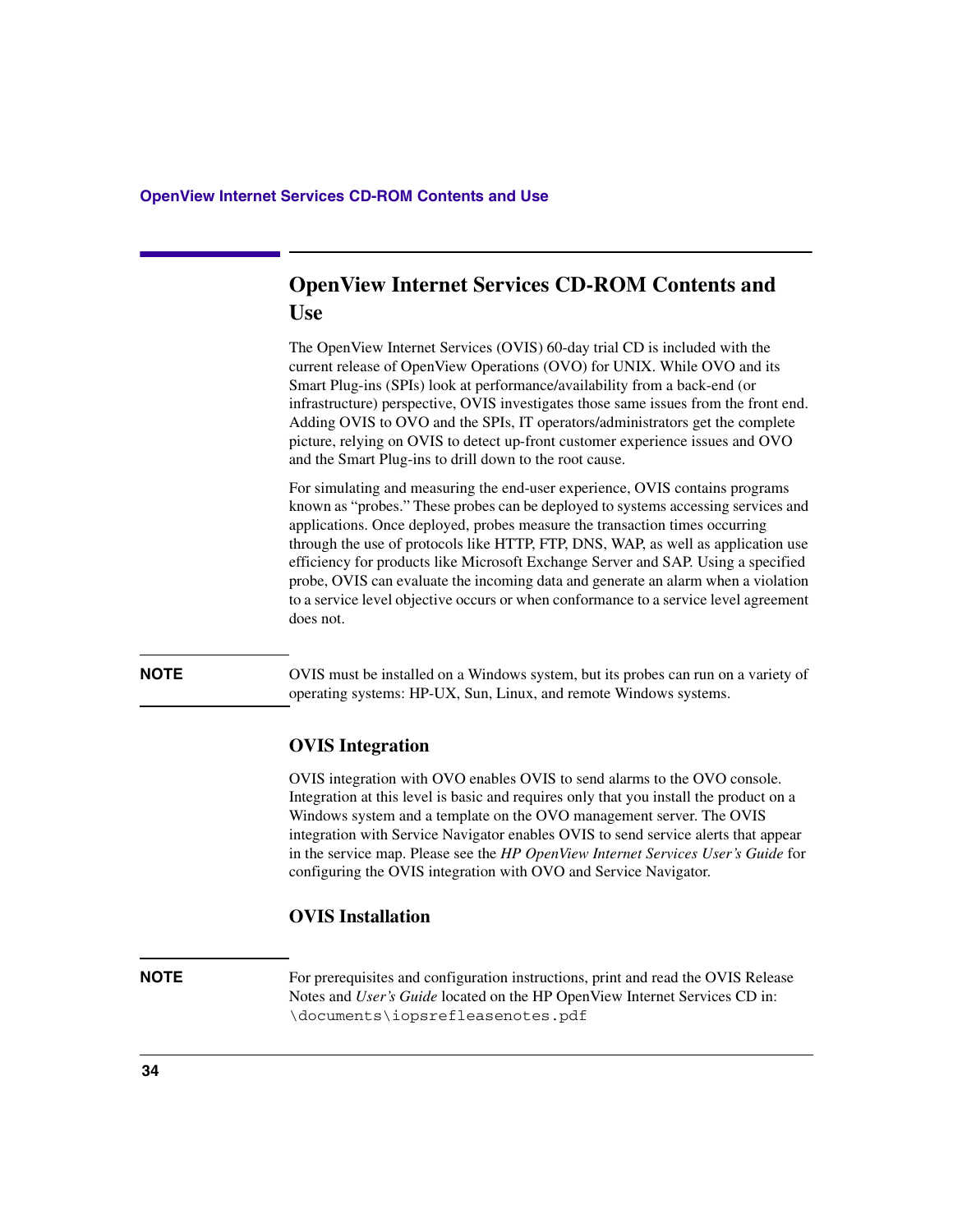## OpenView Internet Services CD-ROM Contents and Use

The OpenView Internet Services (OVIS) 60-day trial CD is included with the current release of OpenView Operations (OVO) for UNIX. While OVO and its Smart Plug-ins (SPIs) look at performance/availability from a back-end (or infrastructure) perspective, OVIS investigates those same issues from the front end. Adding OVIS to OVO and the SPIs, IT operators/administrators get the complete picture, relying on OVIS to detect up-front customer experience issues and OVO and the Smart Plug-ins to drill down to the root cause.

For simulating and measuring the end-user experience, OVIS contains programs known as "probes." These probes can be deployed to systems accessing services and applications. Once deployed, probes measure the transaction times occurring through the use of protocols like HTTP, FTP, DNS, WAP, as well as application use efficiency for products like Microsoft Exchange Server and SAP. Using a specified probe, OVIS can evaluate the incoming data and generate an alarm when a violation to a service level objective occurs or when conformance to a service level agreement does not.

**NOTE** OVIS must be installed on a Windows system, but its probes can run on a variety of operating systems: HP-UX, Sun, Linux, and remote Windows systems.

### OVIS Integration

OVIS integration with OVO enables OVIS to send alarms to the OVO console. Integration at this level is basic and requires only that you install the product on a Windows system and a template on the OVO management server. The OVIS integration with Service Navigator enables OVIS to send service alerts that appear in the service map. Please see the *HP OpenView Internet Services User's Guide* for configuring the OVIS integration with OVO and Service Navigator.

### OVIS Installation

**NOTE** For prerequisites and configuration instructions, print and read the OVIS Release Notes and *User's Guide* located on the HP OpenView Internet Services CD in: `\documents\iopsrefleasenotes.pdf`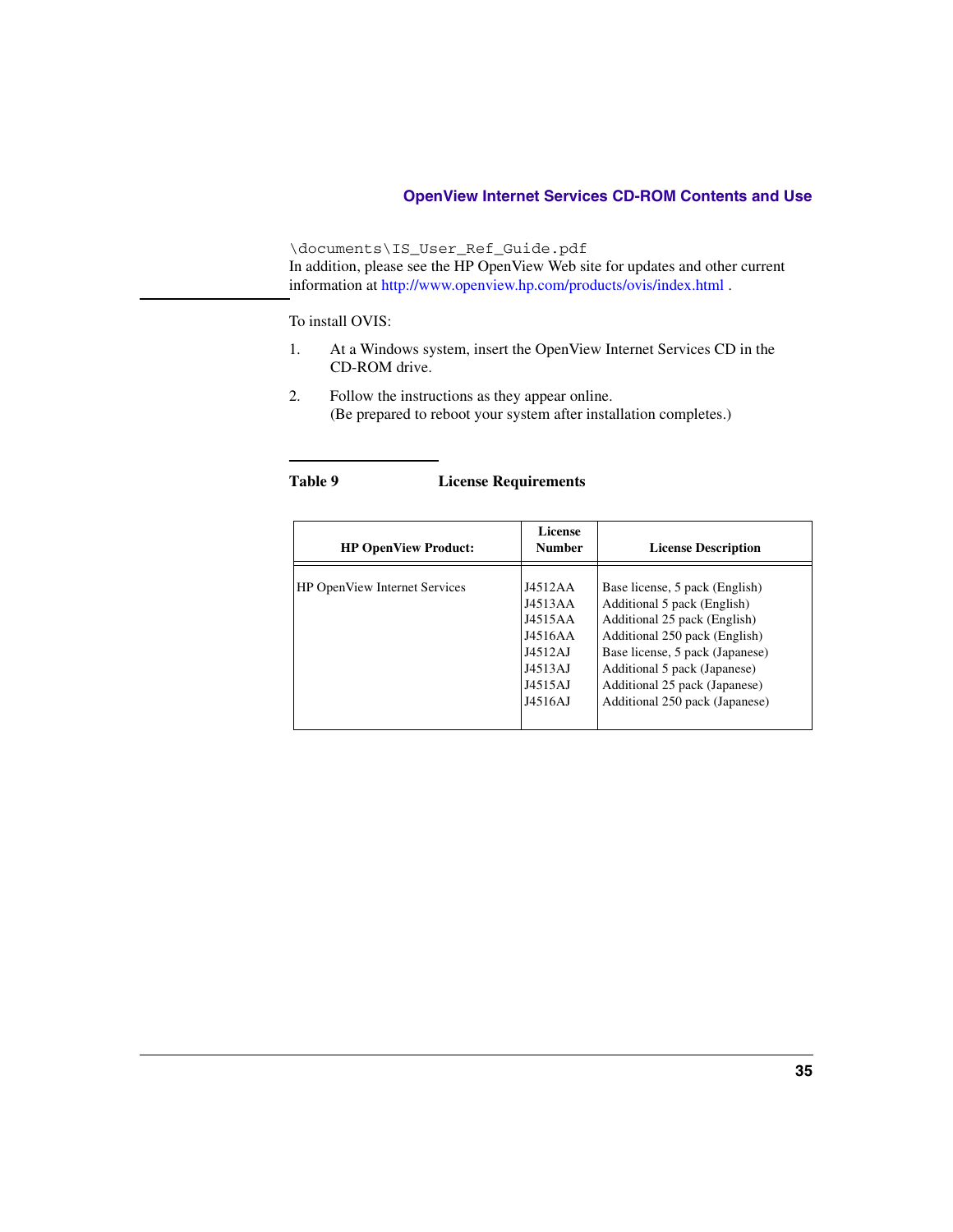\documents\IS_User_Ref_Guide.pdf

In addition, please see the HP OpenView Web site for updates and other current information at http://www.openview.hp.com/products/ovis/index.html .

To install OVIS:

1. At a Windows system, insert the OpenView Internet Services CD in the CD-ROM drive.
2. Follow the instructions as they appear online.
   (Be prepared to reboot your system after installation completes.)

**Table 9 License Requirements**

| HP OpenView Product: | License Number | License Description |
|---|---|---|
| HP OpenView Internet Services | J4512AA | Base license, 5 pack (English) |
| | J4513AA | Additional 5 pack (English) |
| | J4515AA | Additional 25 pack (English) |
| | J4516AA | Additional 250 pack (English) |
| | J4512AJ | Base license, 5 pack (Japanese) |
| | J4513AJ | Additional 5 pack (Japanese) |
| | J4515AJ | Additional 25 pack (Japanese) |
| | J4516AJ | Additional 250 pack (Japanese) |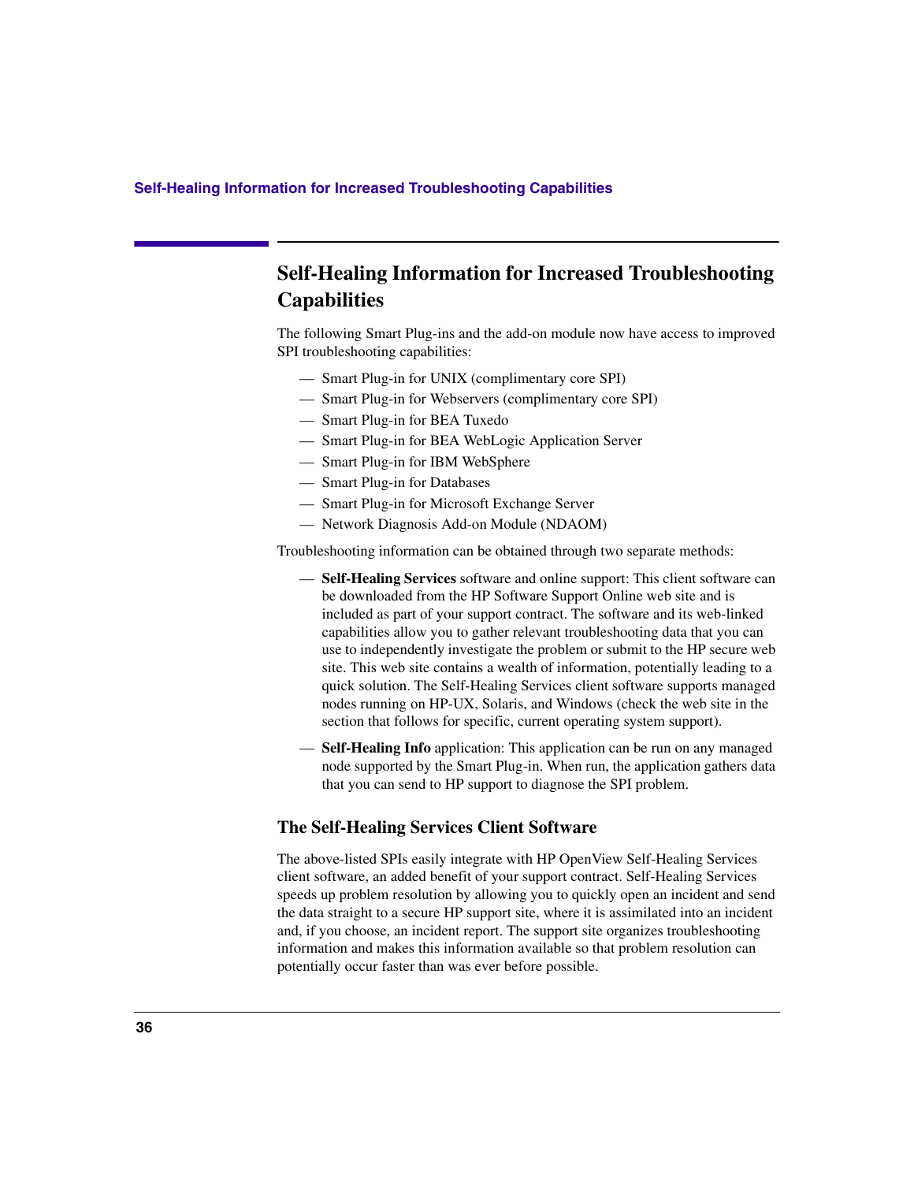## Self-Healing Information for Increased Troubleshooting Capabilities

The following Smart Plug-ins and the add-on module now have access to improved SPI troubleshooting capabilities:

- Smart Plug-in for UNIX (complimentary core SPI)
- Smart Plug-in for Webservers (complimentary core SPI)
- Smart Plug-in for BEA Tuxedo
- Smart Plug-in for BEA WebLogic Application Server
- Smart Plug-in for IBM WebSphere
- Smart Plug-in for Databases
- Smart Plug-in for Microsoft Exchange Server
- Network Diagnosis Add-on Module (NDAOM)

Troubleshooting information can be obtained through two separate methods:

- **Self-Healing Services** software and online support: This client software can be downloaded from the HP Software Support Online web site and is included as part of your support contract. The software and its web-linked capabilities allow you to gather relevant troubleshooting data that you can use to independently investigate the problem or submit to the HP secure web site. This web site contains a wealth of information, potentially leading to a quick solution. The Self-Healing Services client software supports managed nodes running on HP-UX, Solaris, and Windows (check the web site in the section that follows for specific, current operating system support).
- **Self-Healing Info** application: This application can be run on any managed node supported by the Smart Plug-in. When run, the application gathers data that you can send to HP support to diagnose the SPI problem.

### The Self-Healing Services Client Software

The above-listed SPIs easily integrate with HP OpenView Self-Healing Services client software, an added benefit of your support contract. Self-Healing Services speeds up problem resolution by allowing you to quickly open an incident and send the data straight to a secure HP support site, where it is assimilated into an incident and, if you choose, an incident report. The support site organizes troubleshooting information and makes this information available so that problem resolution can potentially occur faster than was ever before possible.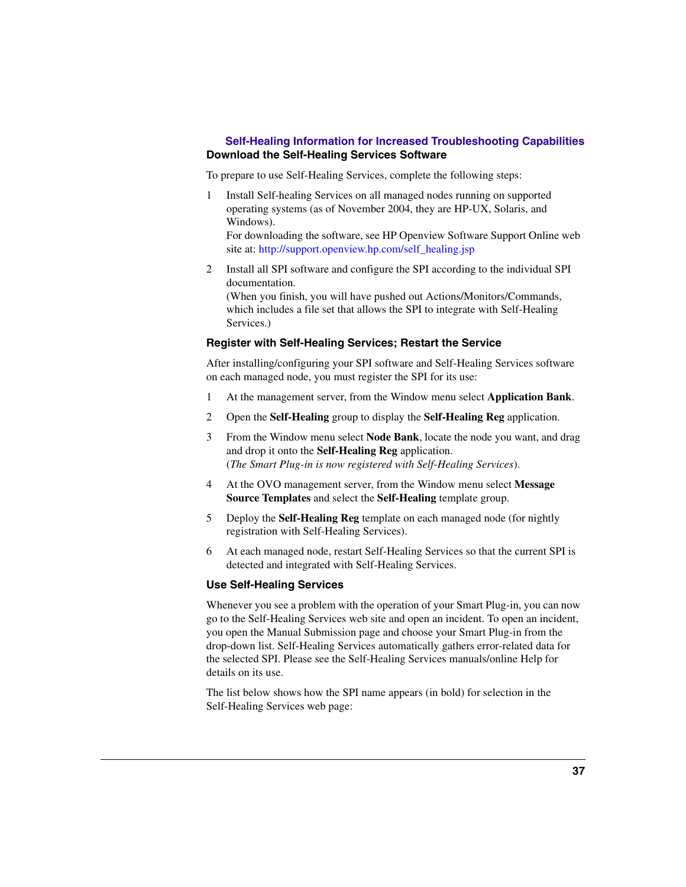## Self-Healing Information for Increased Troubleshooting Capabilities

### Download the Self-Healing Services Software

To prepare to use Self-Healing Services, complete the following steps:

1. Install Self-healing Services on all managed nodes running on supported operating systems (as of November 2004, they are HP-UX, Solaris, and Windows).
   For downloading the software, see HP Openview Software Support Online web site at: http://support.openview.hp.com/self_healing.jsp

2. Install all SPI software and configure the SPI according to the individual SPI documentation.
   (When you finish, you will have pushed out Actions/Monitors/Commands, which includes a file set that allows the SPI to integrate with Self-Healing Services.)

### Register with Self-Healing Services; Restart the Service

After installing/configuring your SPI software and Self-Healing Services software on each managed node, you must register the SPI for its use:

1. At the management server, from the Window menu select **Application Bank**.
2. Open the **Self-Healing** group to display the **Self-Healing Reg** application.
3. From the Window menu select **Node Bank**, locate the node you want, and drag and drop it onto the **Self-Healing Reg** application.
   (*The Smart Plug-in is now registered with Self-Healing Services*).
4. At the OVO management server, from the Window menu select **Message Source Templates** and select the **Self-Healing** template group.
5. Deploy the **Self-Healing Reg** template on each managed node (for nightly registration with Self-Healing Services).
6. At each managed node, restart Self-Healing Services so that the current SPI is detected and integrated with Self-Healing Services.

### Use Self-Healing Services

Whenever you see a problem with the operation of your Smart Plug-in, you can now go to the Self-Healing Services web site and open an incident. To open an incident, you open the Manual Submission page and choose your Smart Plug-in from the drop-down list. Self-Healing Services automatically gathers error-related data for the selected SPI. Please see the Self-Healing Services manuals/online Help for details on its use.

The list below shows how the SPI name appears (in bold) for selection in the Self-Healing Services web page: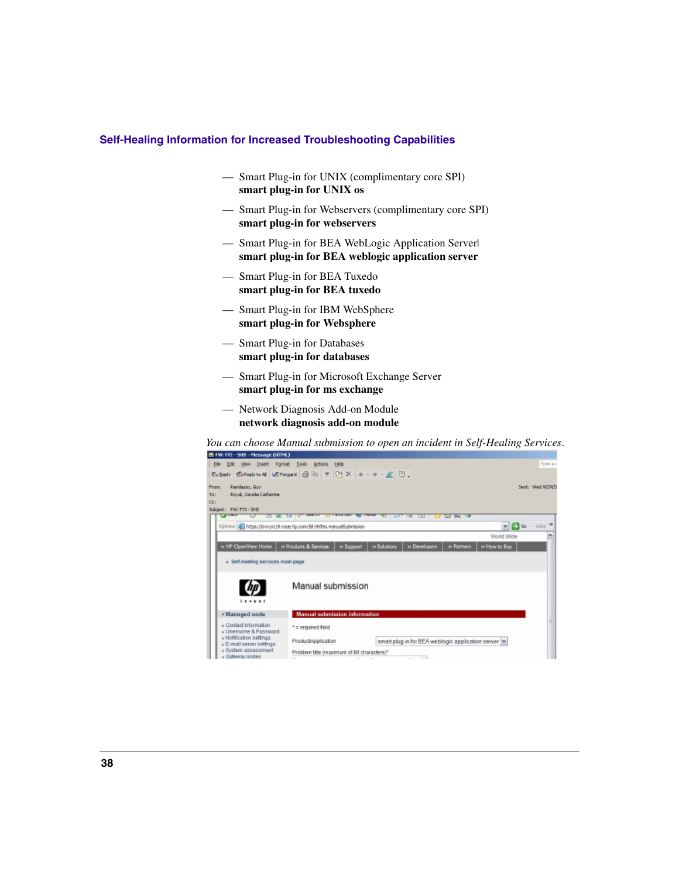— Smart Plug-in for UNIX (complimentary core SPI)
  **smart plug-in for UNIX os**

— Smart Plug-in for Webservers (complimentary core SPI)
  **smart plug-in for webservers**

— Smart Plug-in for BEA WebLogic Application Serverl
  **smart plug-in for BEA weblogic application server**

— Smart Plug-in for BEA Tuxedo
  **smart plug-in for BEA tuxedo**

— Smart Plug-in for IBM WebSphere
  **smart plug-in for Websphere**

— Smart Plug-in for Databases
  **smart plug-in for databases**

— Smart Plug-in for Microsoft Exchange Server
  **smart plug-in for ms exchange**

— Network Diagnosis Add-on Module
  **network diagnosis add-on module**

*You can choose Manual submission to open an incident in Self-Healing Services.*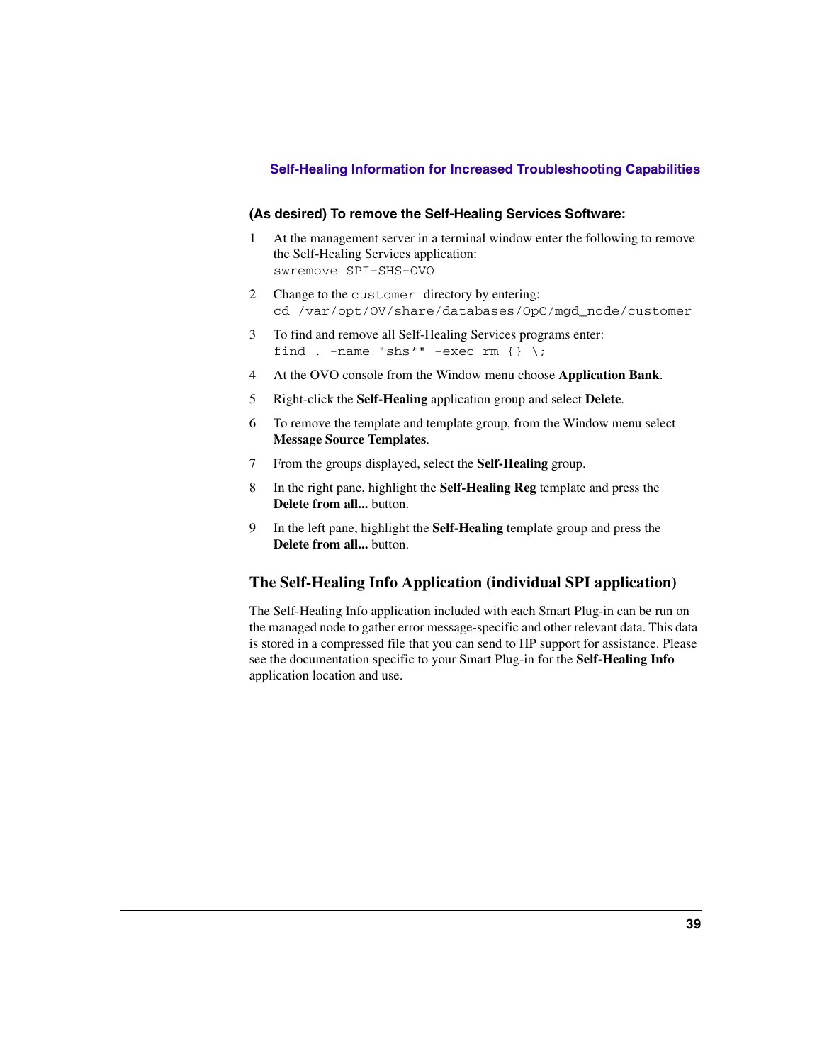### (As desired) To remove the Self-Healing Services Software:

1. At the management server in a terminal window enter the following to remove the Self-Healing Services application:
   ```
   swremove SPI-SHS-OVO
   ```
2. Change to the `customer` directory by entering:
   ```
   cd /var/opt/OV/share/databases/OpC/mgd_node/customer
   ```
3. To find and remove all Self-Healing Services programs enter:
   ```
   find . -name "shs*" -exec rm {} \;
   ```
4. At the OVO console from the Window menu choose **Application Bank**.
5. Right-click the **Self-Healing** application group and select **Delete**.
6. To remove the template and template group, from the Window menu select **Message Source Templates**.
7. From the groups displayed, select the **Self-Healing** group.
8. In the right pane, highlight the **Self-Healing Reg** template and press the **Delete from all...** button.
9. In the left pane, highlight the **Self-Healing** template group and press the **Delete from all...** button.

## The Self-Healing Info Application (individual SPI application)

The Self-Healing Info application included with each Smart Plug-in can be run on the managed node to gather error message-specific and other relevant data. This data is stored in a compressed file that you can send to HP support for assistance. Please see the documentation specific to your Smart Plug-in for the **Self-Healing Info** application location and use.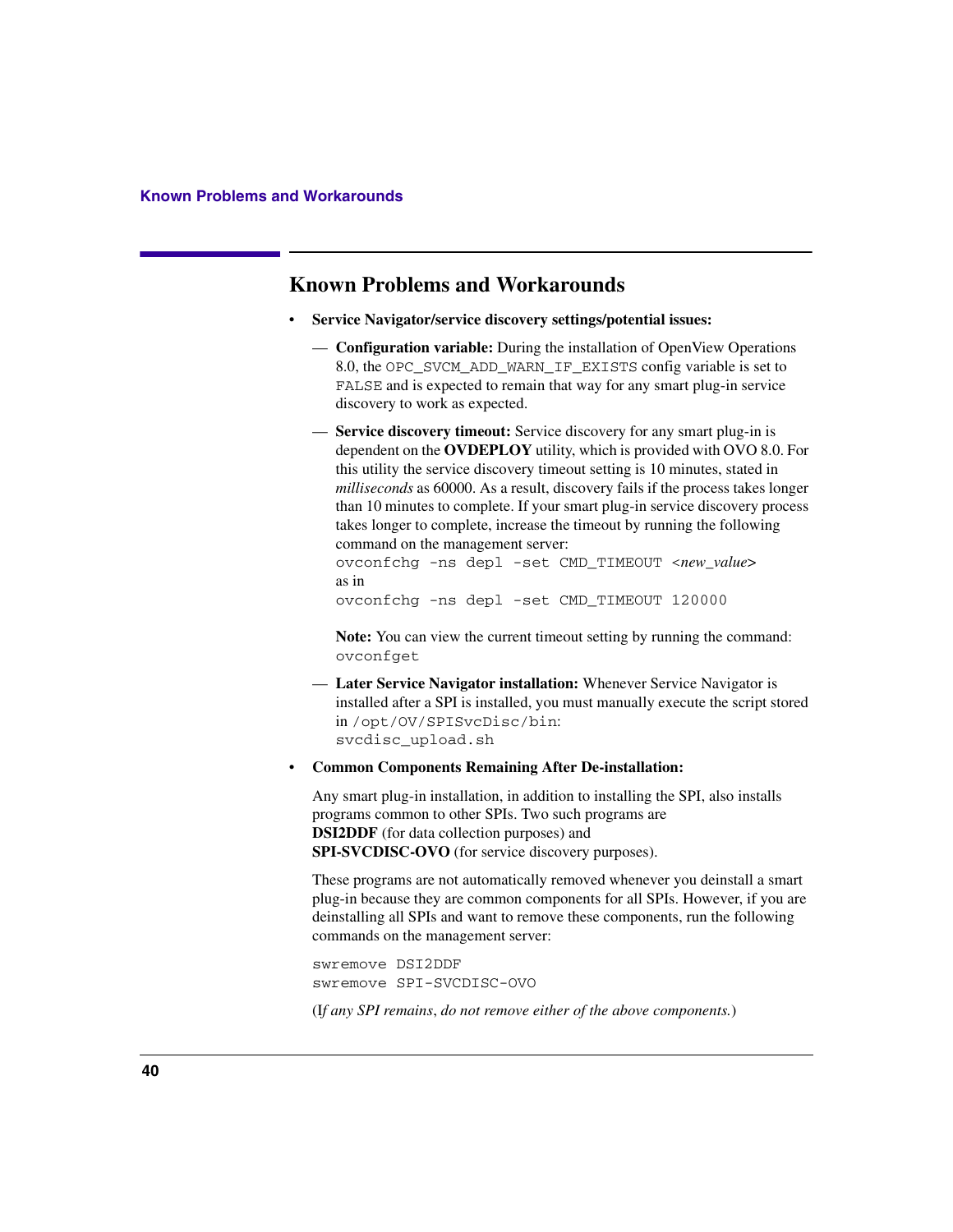# Known Problems and Workarounds

- **Service Navigator/service discovery settings/potential issues:**
  - **Configuration variable:** During the installation of OpenView Operations 8.0, the `OPC_SVCM_ADD_WARN_IF_EXISTS` config variable is set to `FALSE` and is expected to remain that way for any smart plug-in service discovery to work as expected.
  - **Service discovery timeout:** Service discovery for any smart plug-in is dependent on the **OVDEPLOY** utility, which is provided with OVO 8.0. For this utility the service discovery timeout setting is 10 minutes, stated in *milliseconds* as 60000. As a result, discovery fails if the process takes longer than 10 minutes to complete. If your smart plug-in service discovery process takes longer to complete, increase the timeout by running the following command on the management server:

    ```
    ovconfchg -ns depl -set CMD_TIMEOUT <new_value>
    ```

    as in

    ```
    ovconfchg -ns depl -set CMD_TIMEOUT 120000
    ```

    **Note:** You can view the current timeout setting by running the command: `ovconfget`
  - **Later Service Navigator installation:** Whenever Service Navigator is installed after a SPI is installed, you must manually execute the script stored in `/opt/OV/SPISvcDisc/bin`:

    ```
    svcdisc_upload.sh
    ```

- **Common Components Remaining After De-installation:**

  Any smart plug-in installation, in addition to installing the SPI, also installs programs common to other SPIs. Two such programs are **DSI2DDF** (for data collection purposes) and **SPI-SVCDISC-OVO** (for service discovery purposes).

  These programs are not automatically removed whenever you deinstall a smart plug-in because they are common components for all SPIs. However, if you are deinstalling all SPIs and want to remove these components, run the following commands on the management server:

  ```
  swremove DSI2DDF
  swremove SPI-SVCDISC-OVO
  ```

  (*If any SPI remains, do not remove either of the above components.*)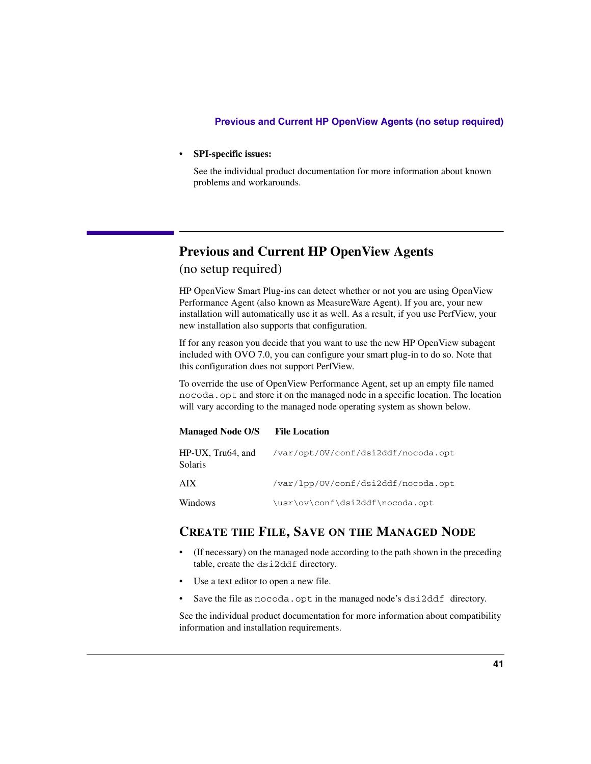- **SPI-specific issues:**

  See the individual product documentation for more information about known problems and workarounds.

## Previous and Current HP OpenView Agents (no setup required)

HP OpenView Smart Plug-ins can detect whether or not you are using OpenView Performance Agent (also known as MeasureWare Agent). If you are, your new installation will automatically use it as well. As a result, if you use PerfView, your new installation also supports that configuration.

If for any reason you decide that you want to use the new HP OpenView subagent included with OVO 7.0, you can configure your smart plug-in to do so. Note that this configuration does not support PerfView.

To override the use of OpenView Performance Agent, set up an empty file named `nocoda.opt` and store it on the managed node in a specific location. The location will vary according to the managed node operating system as shown below.

| Managed Node O/S | File Location |
|---|---|
| HP-UX, Tru64, and Solaris | `/var/opt/OV/conf/dsi2ddf/nocoda.opt` |
| AIX | `/var/lpp/OV/conf/dsi2ddf/nocoda.opt` |
| Windows | `\usr\ov\conf\dsi2ddf\nocoda.opt` |

### Create the File, Save on the Managed Node

- (If necessary) on the managed node according to the path shown in the preceding table, create the `dsi2ddf` directory.
- Use a text editor to open a new file.
- Save the file as `nocoda.opt` in the managed node's `dsi2ddf` directory.

See the individual product documentation for more information about compatibility information and installation requirements.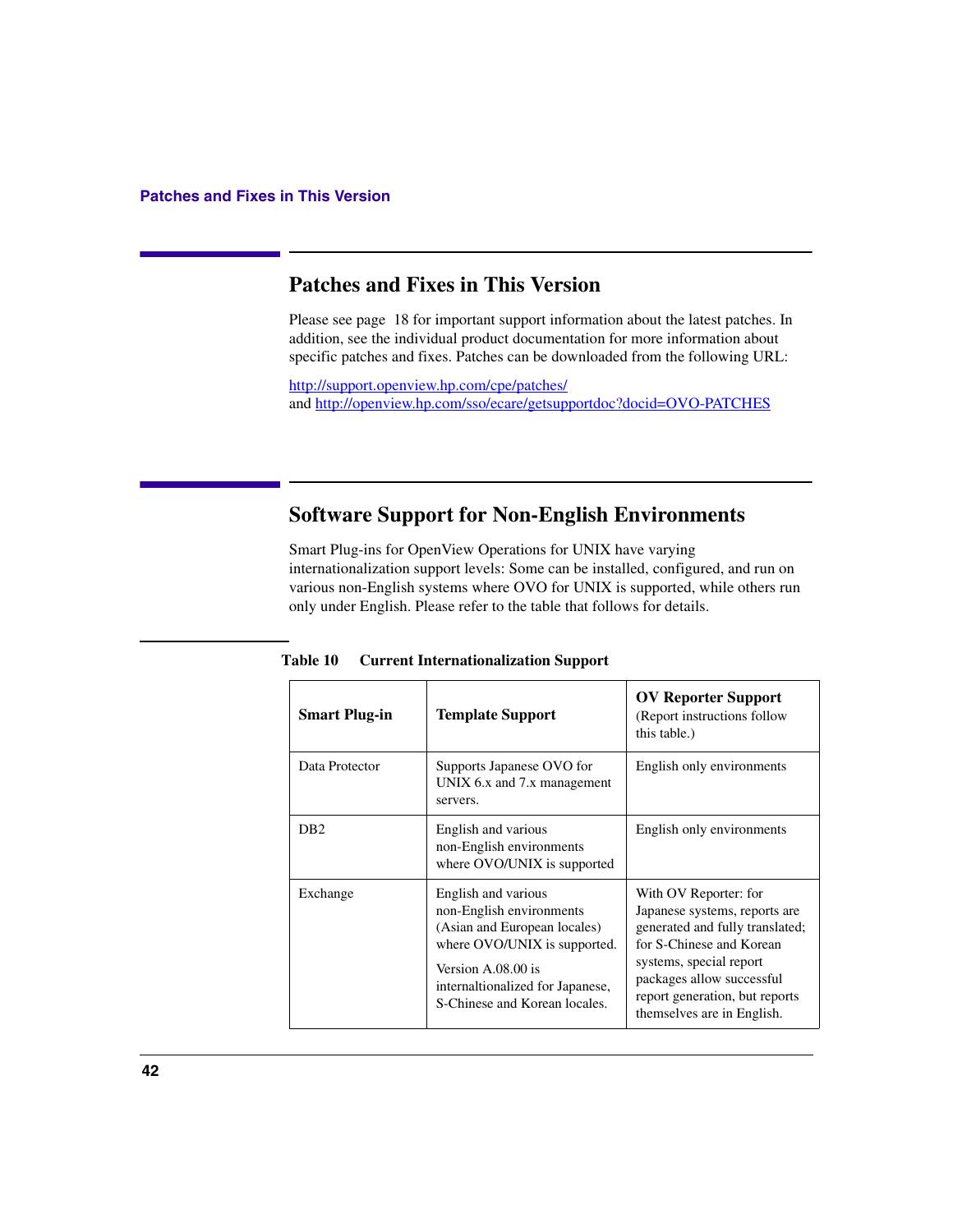## Patches and Fixes in This Version

Please see page 18 for important support information about the latest patches. In addition, see the individual product documentation for more information about specific patches and fixes. Patches can be downloaded from the following URL:

http://support.openview.hp.com/cpe/patches/
and http://openview.hp.com/sso/ecare/getsupportdoc?docid=OVO-PATCHES

## Software Support for Non-English Environments

Smart Plug-ins for OpenView Operations for UNIX have varying internationalization support levels: Some can be installed, configured, and run on various non-English systems where OVO for UNIX is supported, while others run only under English. Please refer to the table that follows for details.

**Table 10 Current Internationalization Support**

| Smart Plug-in | Template Support | OV Reporter Support (Report instructions follow this table.) |
|---|---|---|
| Data Protector | Supports Japanese OVO for UNIX 6.x and 7.x management servers. | English only environments |
| DB2 | English and various non-English environments where OVO/UNIX is supported | English only environments |
| Exchange | English and various non-English environments (Asian and European locales) where OVO/UNIX is supported.<br><br>Version A.08.00 is internaltionalized for Japanese, S-Chinese and Korean locales. | With OV Reporter: for Japanese systems, reports are generated and fully translated; for S-Chinese and Korean systems, special report packages allow successful report generation, but reports themselves are in English. |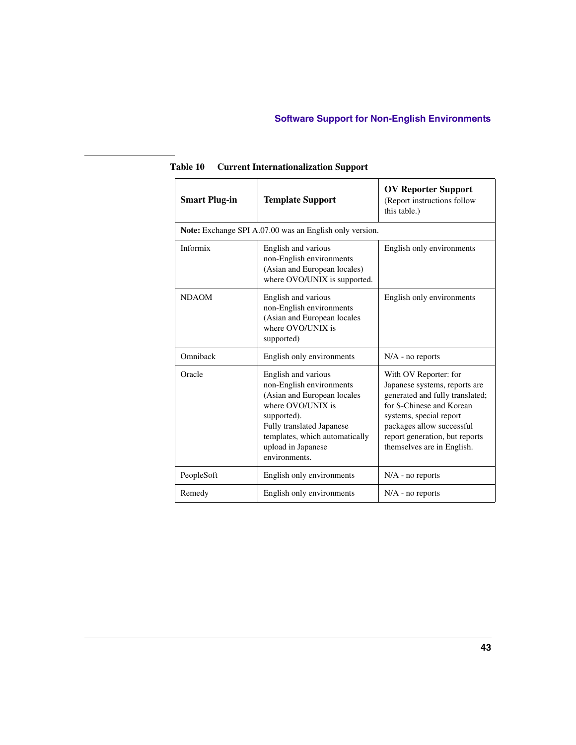**Table 10 Current Internationalization Support**

| Smart Plug-in | Template Support | OV Reporter Support (Report instructions follow this table.) |
|---|---|---|
| **Note:** Exchange SPI A.07.00 was an English only version. | | |
| Informix | English and various non-English environments (Asian and European locales) where OVO/UNIX is supported. | English only environments |
| NDAOM | English and various non-English environments (Asian and European locales where OVO/UNIX is supported) | English only environments |
| Omniback | English only environments | N/A - no reports |
| Oracle | English and various non-English environments (Asian and European locales where OVO/UNIX is supported). Fully translated Japanese templates, which automatically upload in Japanese environments. | With OV Reporter: for Japanese systems, reports are generated and fully translated; for S-Chinese and Korean systems, special report packages allow successful report generation, but reports themselves are in English. |
| PeopleSoft | English only environments | N/A - no reports |
| Remedy | English only environments | N/A - no reports |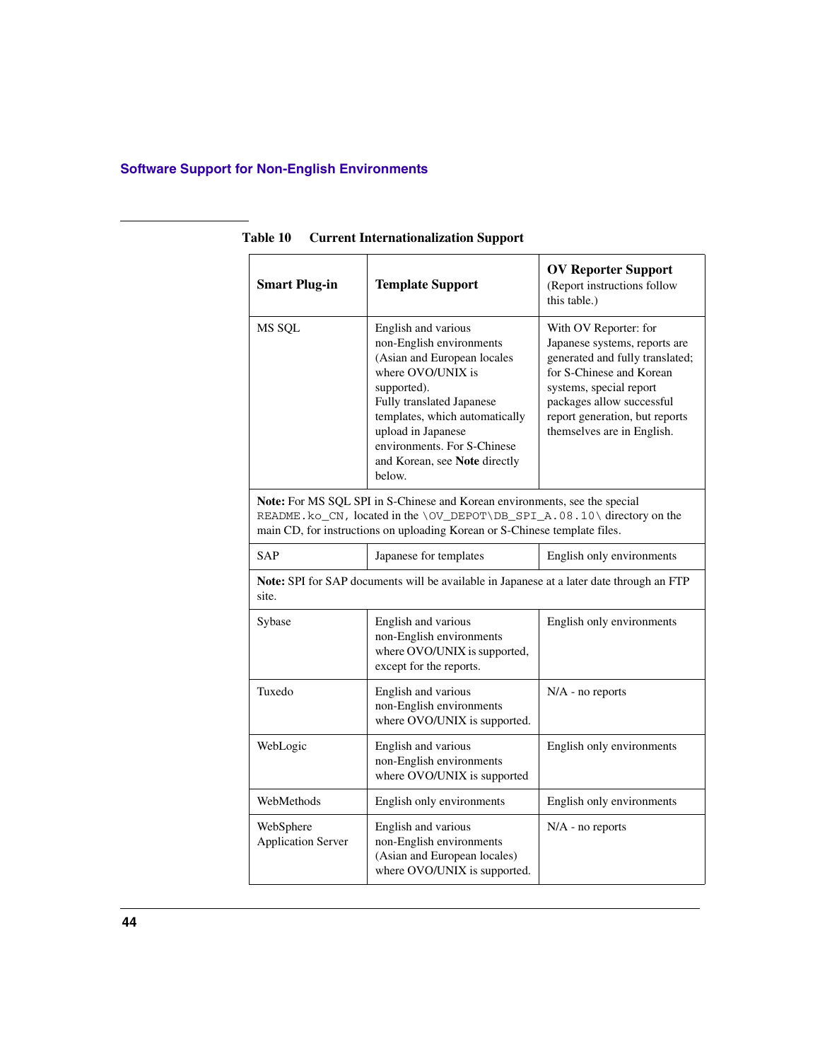**Table 10 Current Internationalization Support**

| Smart Plug-in | Template Support | OV Reporter Support (Report instructions follow this table.) |
|---|---|---|
| MS SQL | English and various non-English environments (Asian and European locales where OVO/UNIX is supported). Fully translated Japanese templates, which automatically upload in Japanese environments. For S-Chinese and Korean, see **Note** directly below. | With OV Reporter: for Japanese systems, reports are generated and fully translated; for S-Chinese and Korean systems, special report packages allow successful report generation, but reports themselves are in English. |
| **Note:** For MS SQL SPI in S-Chinese and Korean environments, see the special `README.ko_CN`, located in the `\OV_DEPOT\DB_SPI_A.08.10\` directory on the main CD, for instructions on uploading Korean or S-Chinese template files. | | |
| SAP | Japanese for templates | English only environments |
| **Note:** SPI for SAP documents will be available in Japanese at a later date through an FTP site. | | |
| Sybase | English and various non-English environments where OVO/UNIX is supported, except for the reports. | English only environments |
| Tuxedo | English and various non-English environments where OVO/UNIX is supported. | N/A - no reports |
| WebLogic | English and various non-English environments where OVO/UNIX is supported | English only environments |
| WebMethods | English only environments | English only environments |
| WebSphere Application Server | English and various non-English environments (Asian and European locales) where OVO/UNIX is supported. | N/A - no reports |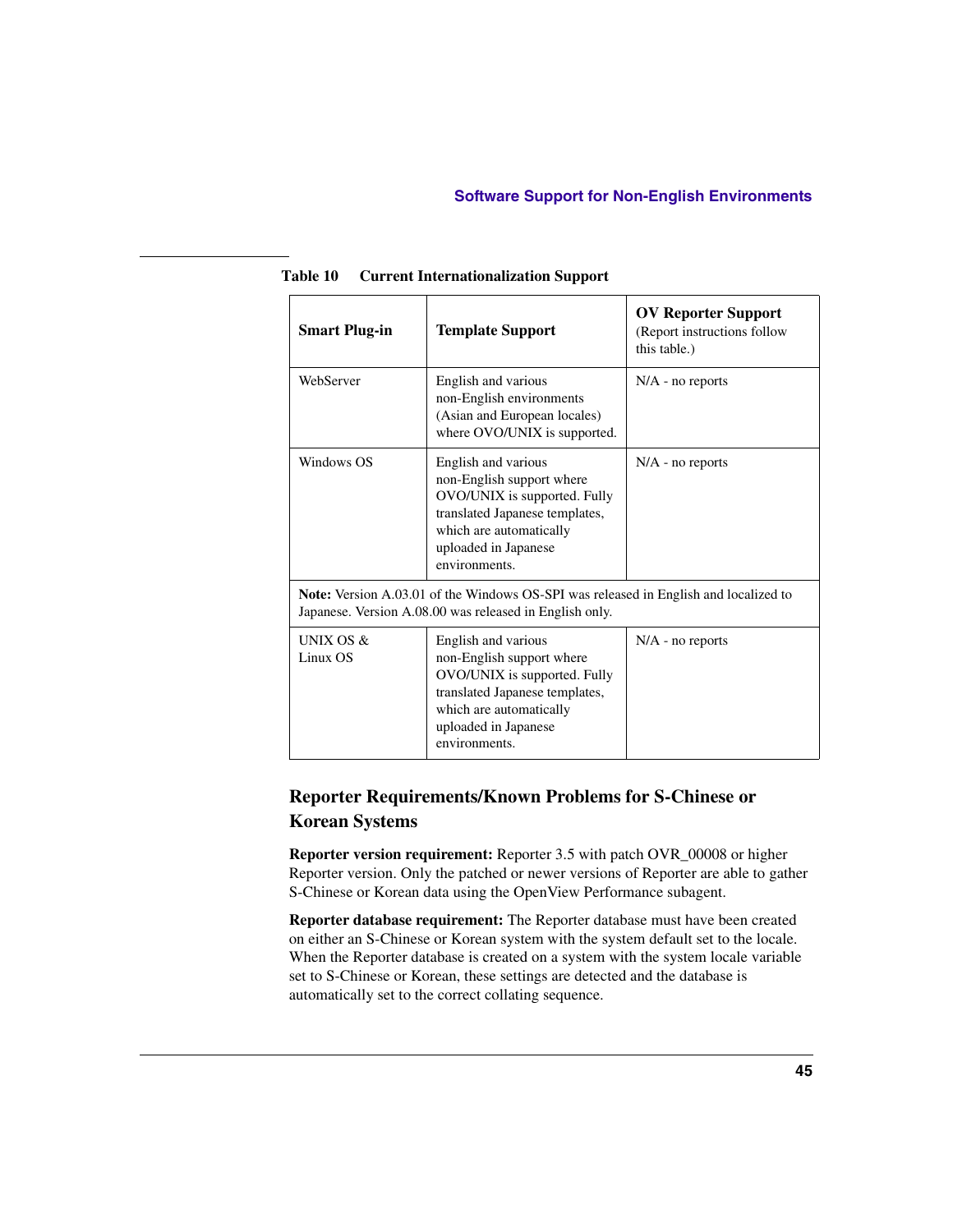**Table 10 Current Internationalization Support**

| Smart Plug-in | Template Support | OV Reporter Support (Report instructions follow this table.) |
|---|---|---|
| WebServer | English and various non-English environments (Asian and European locales) where OVO/UNIX is supported. | N/A - no reports |
| Windows OS | English and various non-English support where OVO/UNIX is supported. Fully translated Japanese templates, which are automatically uploaded in Japanese environments. | N/A - no reports |
| **Note:** Version A.03.01 of the Windows OS-SPI was released in English and localized to Japanese. Version A.08.00 was released in English only. | | |
| UNIX OS & Linux OS | English and various non-English support where OVO/UNIX is supported. Fully translated Japanese templates, which are automatically uploaded in Japanese environments. | N/A - no reports |

## Reporter Requirements/Known Problems for S-Chinese or Korean Systems

**Reporter version requirement:** Reporter 3.5 with patch OVR_00008 or higher Reporter version. Only the patched or newer versions of Reporter are able to gather S-Chinese or Korean data using the OpenView Performance subagent.

**Reporter database requirement:** The Reporter database must have been created on either an S-Chinese or Korean system with the system default set to the locale. When the Reporter database is created on a system with the system locale variable set to S-Chinese or Korean, these settings are detected and the database is automatically set to the correct collating sequence.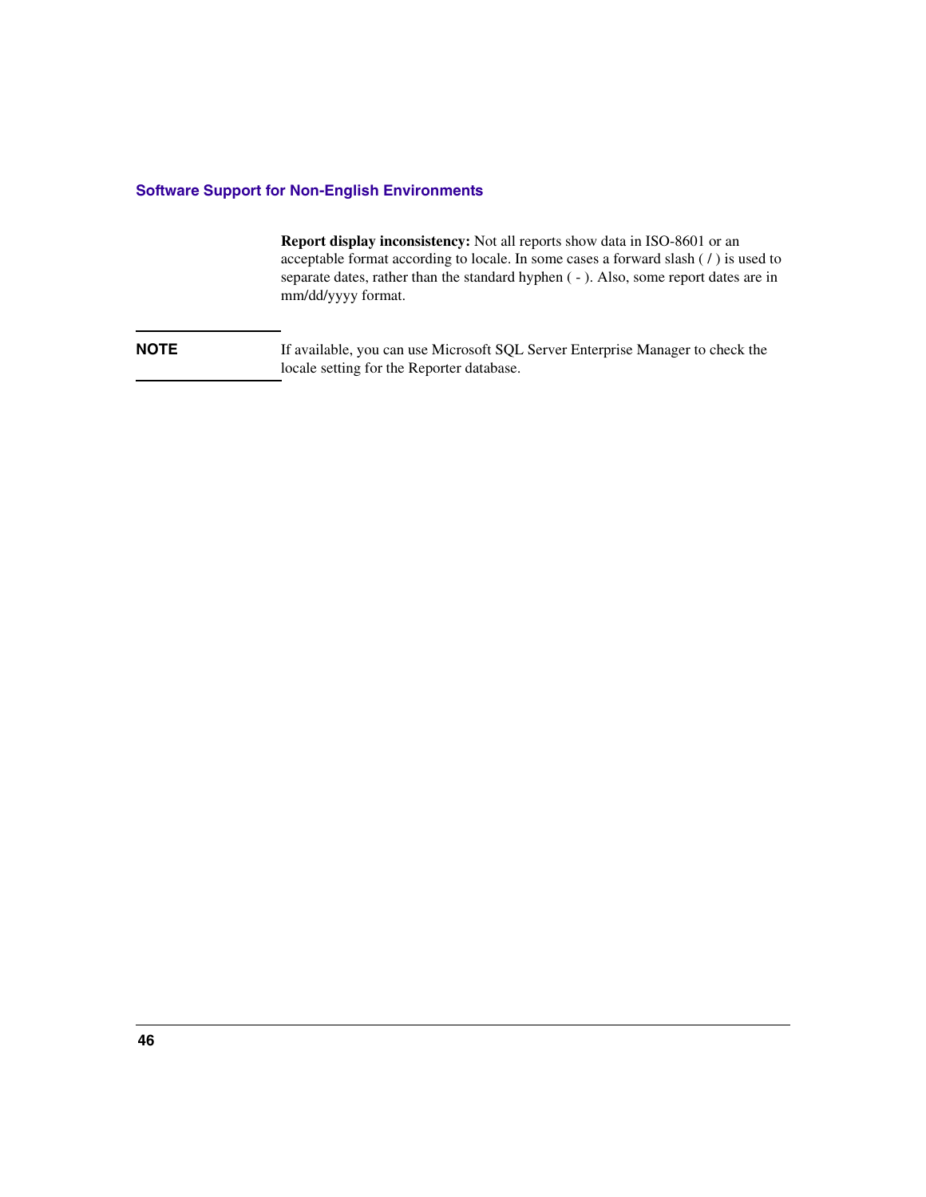**Report display inconsistency:** Not all reports show data in ISO-8601 or an acceptable format according to locale. In some cases a forward slash ( / ) is used to separate dates, rather than the standard hyphen ( - ). Also, some report dates are in mm/dd/yyyy format.

**NOTE** If available, you can use Microsoft SQL Server Enterprise Manager to check the locale setting for the Reporter database.